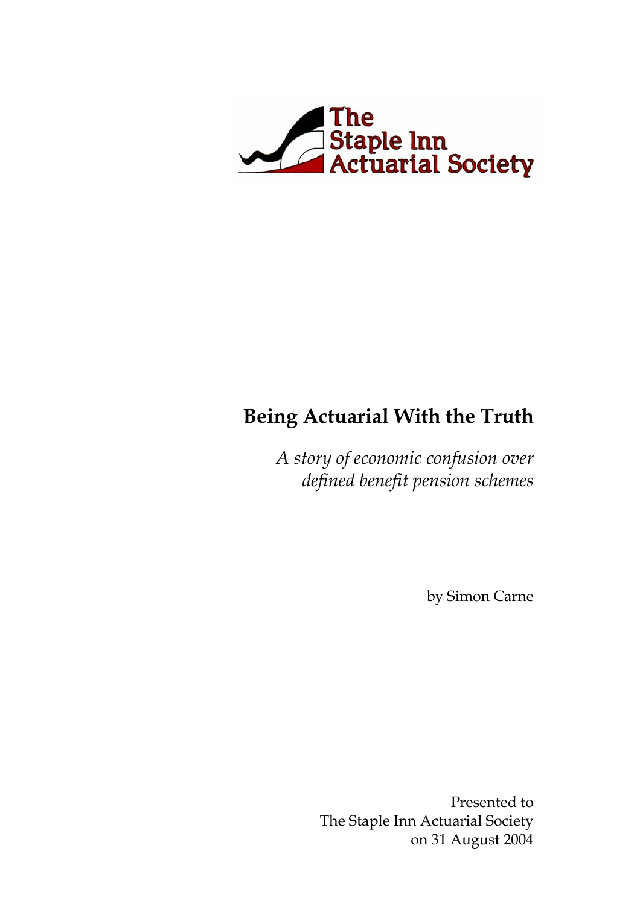The Staple Inn Actuarial Society

# Being Actuarial With the Truth

*A story of economic confusion over defined benefit pension schemes*

by Simon Carne

Presented to
The Staple Inn Actuarial Society
on 31 August 2004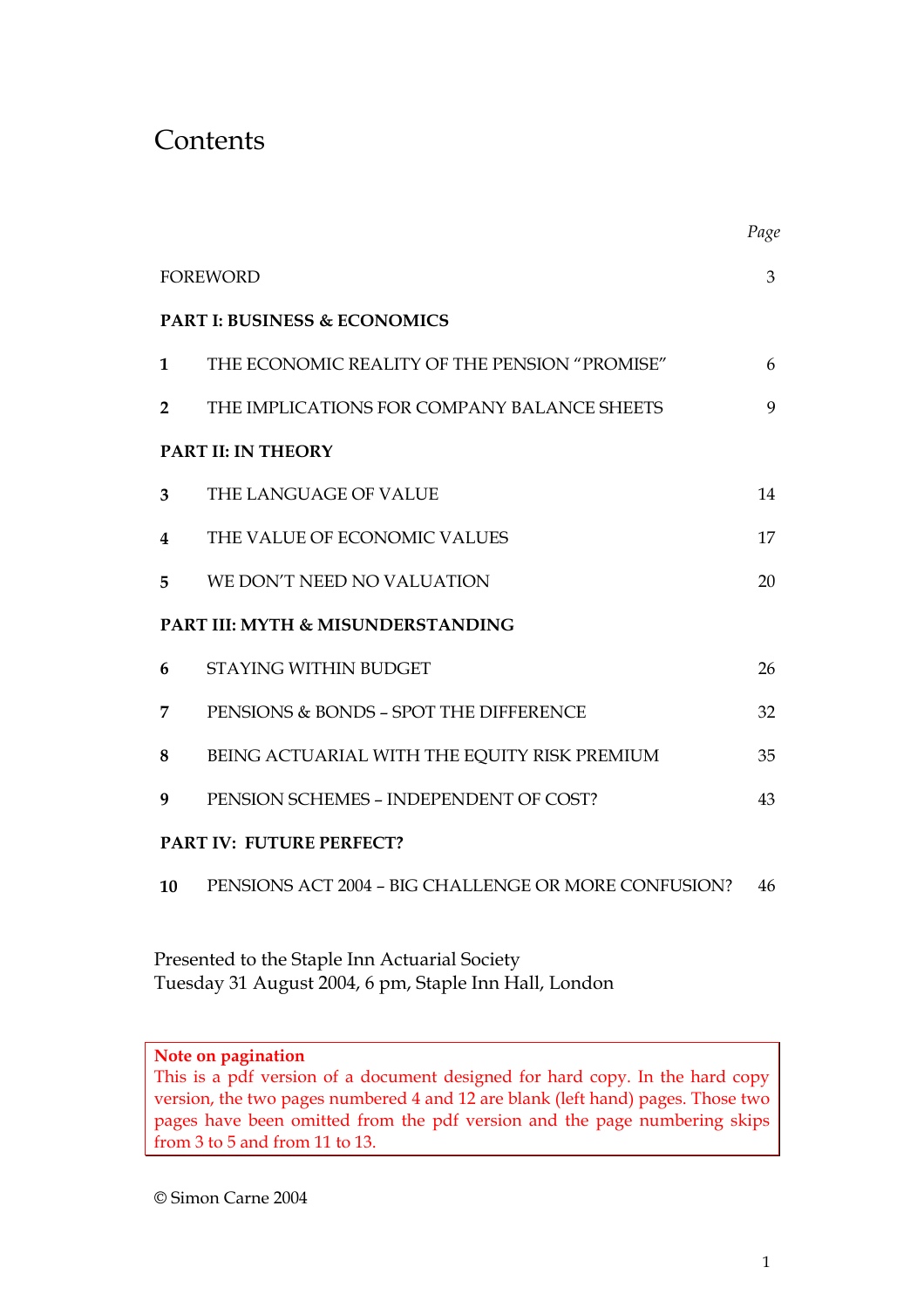# Contents

| | | *Page* |
|---|---|---|
| FOREWORD | | 3 |
| **PART I: BUSINESS & ECONOMICS** | | |
| **1** | THE ECONOMIC REALITY OF THE PENSION "PROMISE" | 6 |
| **2** | THE IMPLICATIONS FOR COMPANY BALANCE SHEETS | 9 |
| **PART II: IN THEORY** | | |
| **3** | THE LANGUAGE OF VALUE | 14 |
| **4** | THE VALUE OF ECONOMIC VALUES | 17 |
| **5** | WE DON'T NEED NO VALUATION | 20 |
| **PART III: MYTH & MISUNDERSTANDING** | | |
| **6** | STAYING WITHIN BUDGET | 26 |
| **7** | PENSIONS & BONDS – SPOT THE DIFFERENCE | 32 |
| **8** | BEING ACTUARIAL WITH THE EQUITY RISK PREMIUM | 35 |
| **9** | PENSION SCHEMES – INDEPENDENT OF COST? | 43 |
| **PART IV: FUTURE PERFECT?** | | |
| **10** | PENSIONS ACT 2004 – BIG CHALLENGE OR MORE CONFUSION? | 46 |

Presented to the Staple Inn Actuarial Society
Tuesday 31 August 2004, 6 pm, Staple Inn Hall, London

**Note on pagination**
This is a pdf version of a document designed for hard copy. In the hard copy version, the two pages numbered 4 and 12 are blank (left hand) pages. Those two pages have been omitted from the pdf version and the page numbering skips from 3 to 5 and from 11 to 13.

© Simon Carne 2004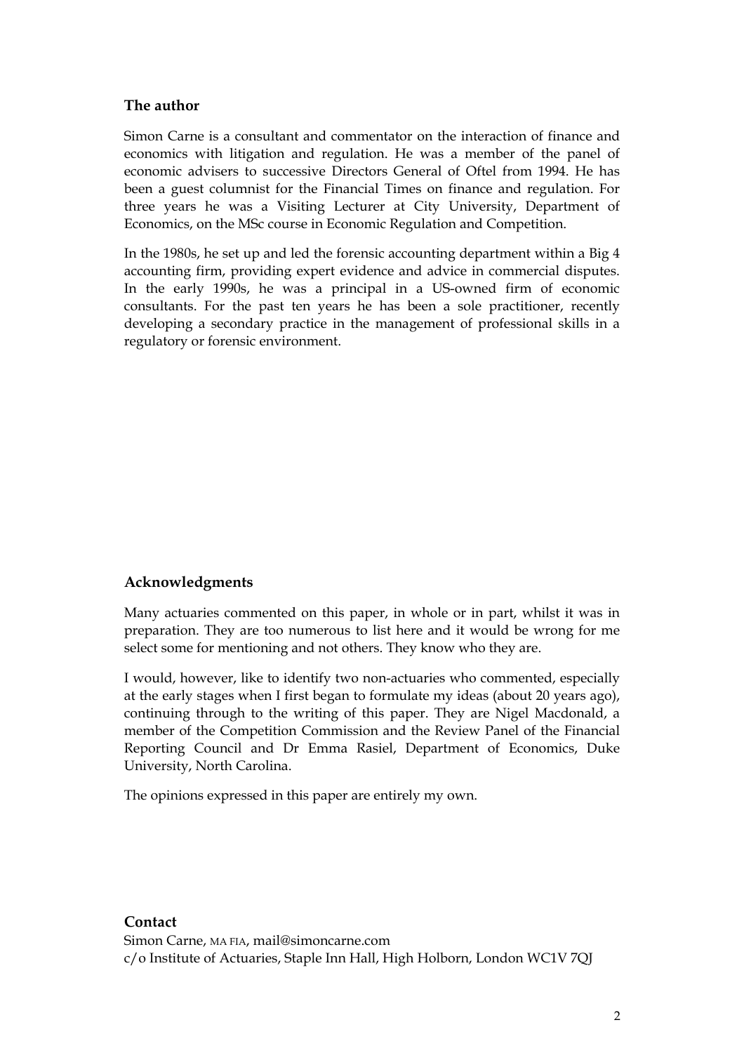## The author

Simon Carne is a consultant and commentator on the interaction of finance and economics with litigation and regulation. He was a member of the panel of economic advisers to successive Directors General of Oftel from 1994. He has been a guest columnist for the Financial Times on finance and regulation. For three years he was a Visiting Lecturer at City University, Department of Economics, on the MSc course in Economic Regulation and Competition.

In the 1980s, he set up and led the forensic accounting department within a Big 4 accounting firm, providing expert evidence and advice in commercial disputes. In the early 1990s, he was a principal in a US-owned firm of economic consultants. For the past ten years he has been a sole practitioner, recently developing a secondary practice in the management of professional skills in a regulatory or forensic environment.

## Acknowledgments

Many actuaries commented on this paper, in whole or in part, whilst it was in preparation. They are too numerous to list here and it would be wrong for me select some for mentioning and not others. They know who they are.

I would, however, like to identify two non-actuaries who commented, especially at the early stages when I first began to formulate my ideas (about 20 years ago), continuing through to the writing of this paper. They are Nigel Macdonald, a member of the Competition Commission and the Review Panel of the Financial Reporting Council and Dr Emma Rasiel, Department of Economics, Duke University, North Carolina.

The opinions expressed in this paper are entirely my own.

## Contact

Simon Carne, MA FIA, mail@simoncarne.com
c/o Institute of Actuaries, Staple Inn Hall, High Holborn, London WC1V 7QJ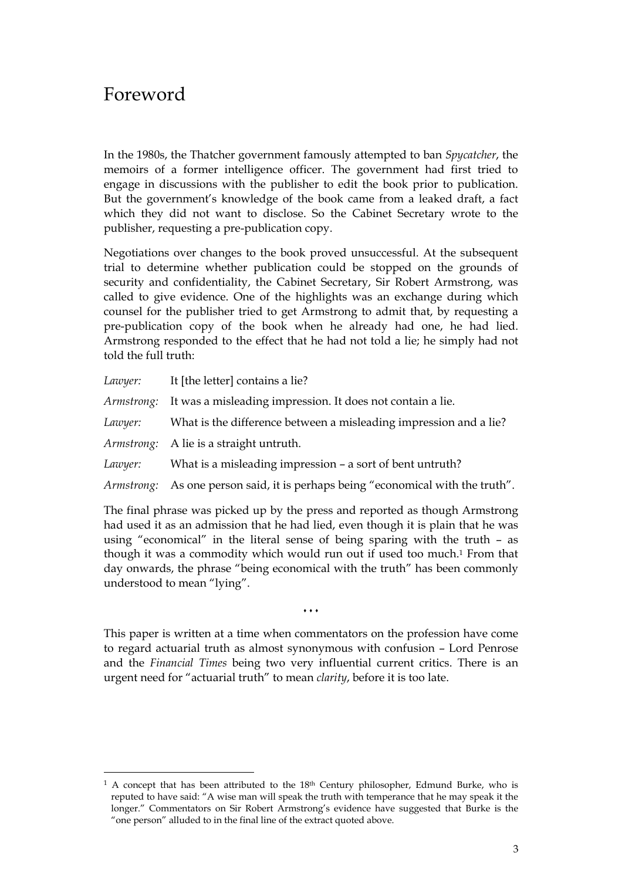# Foreword

In the 1980s, the Thatcher government famously attempted to ban *Spycatcher*, the memoirs of a former intelligence officer. The government had first tried to engage in discussions with the publisher to edit the book prior to publication. But the government's knowledge of the book came from a leaked draft, a fact which they did not want to disclose. So the Cabinet Secretary wrote to the publisher, requesting a pre-publication copy.

Negotiations over changes to the book proved unsuccessful. At the subsequent trial to determine whether publication could be stopped on the grounds of security and confidentiality, the Cabinet Secretary, Sir Robert Armstrong, was called to give evidence. One of the highlights was an exchange during which counsel for the publisher tried to get Armstrong to admit that, by requesting a pre-publication copy of the book when he already had one, he had lied. Armstrong responded to the effect that he had not told a lie; he simply had not told the full truth:

*Lawyer:* It [the letter] contains a lie?

*Armstrong:* It was a misleading impression. It does not contain a lie.

*Lawyer:* What is the difference between a misleading impression and a lie?

*Armstrong:* A lie is a straight untruth.

*Lawyer:* What is a misleading impression – a sort of bent untruth?

*Armstrong:* As one person said, it is perhaps being "economical with the truth".

The final phrase was picked up by the press and reported as though Armstrong had used it as an admission that he had lied, even though it is plain that he was using "economical" in the literal sense of being sparing with the truth – as though it was a commodity which would run out if used too much.[1] From that day onwards, the phrase "being economical with the truth" has been commonly understood to mean "lying".

⋄ ⋄ ⋄

This paper is written at a time when commentators on the profession have come to regard actuarial truth as almost synonymous with confusion – Lord Penrose and the *Financial Times* being two very influential current critics. There is an urgent need for "actuarial truth" to mean *clarity*, before it is too late.

---

[1] A concept that has been attributed to the 18th Century philosopher, Edmund Burke, who is reputed to have said: "A wise man will speak the truth with temperance that he may speak it the longer." Commentators on Sir Robert Armstrong's evidence have suggested that Burke is the "one person" alluded to in the final line of the extract quoted above.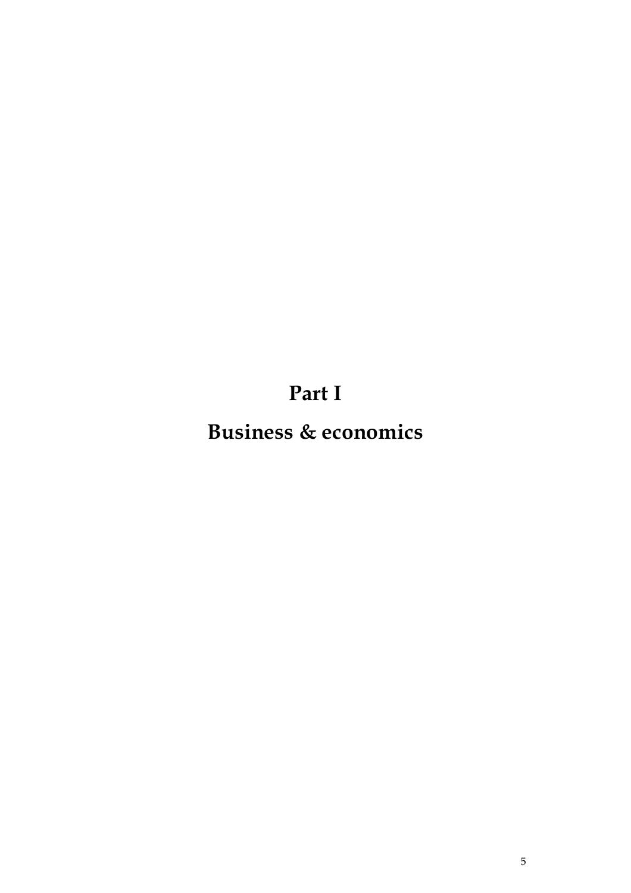# Part I

# Business & economics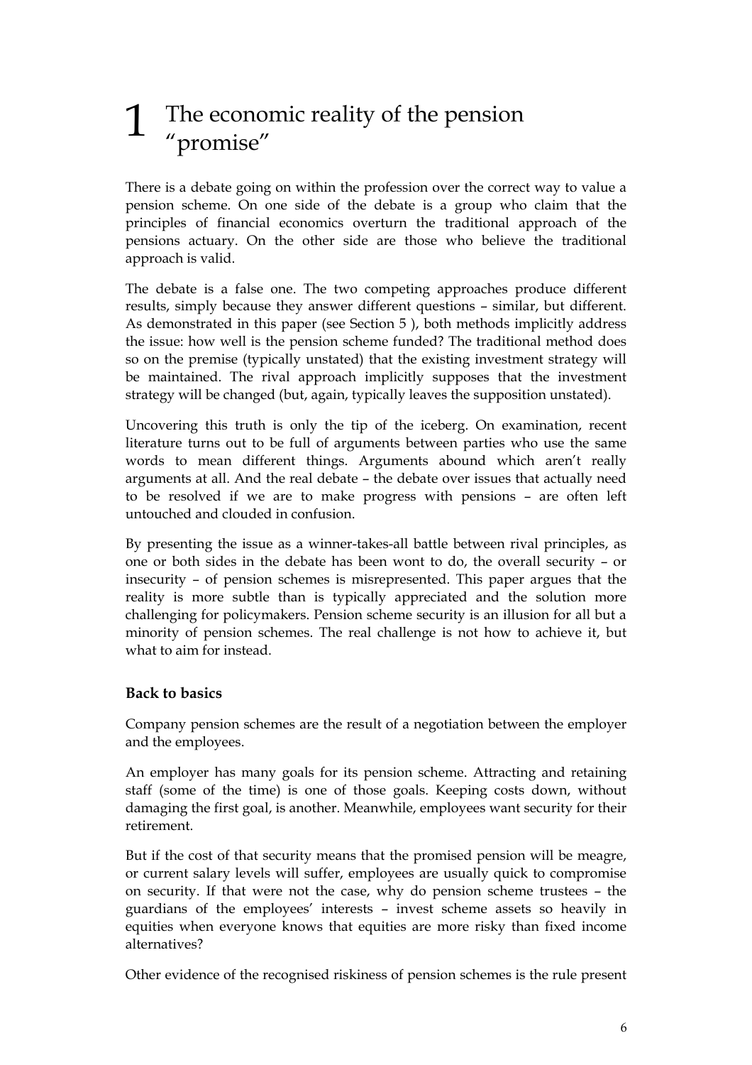# 1 The economic reality of the pension "promise"

There is a debate going on within the profession over the correct way to value a pension scheme. On one side of the debate is a group who claim that the principles of financial economics overturn the traditional approach of the pensions actuary. On the other side are those who believe the traditional approach is valid.

The debate is a false one. The two competing approaches produce different results, simply because they answer different questions – similar, but different. As demonstrated in this paper (see Section 5 ), both methods implicitly address the issue: how well is the pension scheme funded? The traditional method does so on the premise (typically unstated) that the existing investment strategy will be maintained. The rival approach implicitly supposes that the investment strategy will be changed (but, again, typically leaves the supposition unstated).

Uncovering this truth is only the tip of the iceberg. On examination, recent literature turns out to be full of arguments between parties who use the same words to mean different things. Arguments abound which aren't really arguments at all. And the real debate – the debate over issues that actually need to be resolved if we are to make progress with pensions – are often left untouched and clouded in confusion.

By presenting the issue as a winner-takes-all battle between rival principles, as one or both sides in the debate has been wont to do, the overall security – or insecurity – of pension schemes is misrepresented. This paper argues that the reality is more subtle than is typically appreciated and the solution more challenging for policymakers. Pension scheme security is an illusion for all but a minority of pension schemes. The real challenge is not how to achieve it, but what to aim for instead.

### Back to basics

Company pension schemes are the result of a negotiation between the employer and the employees.

An employer has many goals for its pension scheme. Attracting and retaining staff (some of the time) is one of those goals. Keeping costs down, without damaging the first goal, is another. Meanwhile, employees want security for their retirement.

But if the cost of that security means that the promised pension will be meagre, or current salary levels will suffer, employees are usually quick to compromise on security. If that were not the case, why do pension scheme trustees – the guardians of the employees' interests – invest scheme assets so heavily in equities when everyone knows that equities are more risky than fixed income alternatives?

Other evidence of the recognised riskiness of pension schemes is the rule present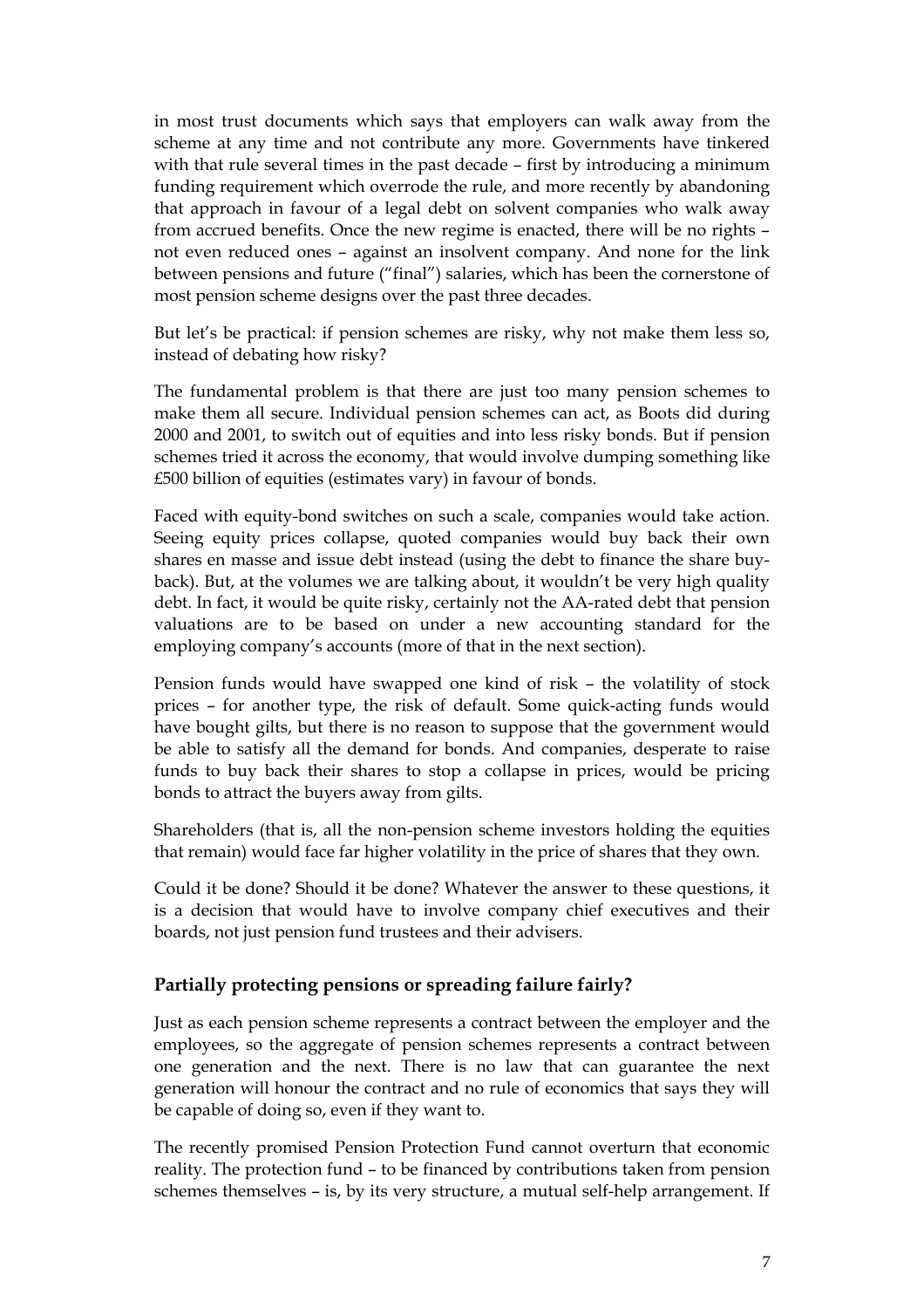in most trust documents which says that employers can walk away from the scheme at any time and not contribute any more. Governments have tinkered with that rule several times in the past decade – first by introducing a minimum funding requirement which overrode the rule, and more recently by abandoning that approach in favour of a legal debt on solvent companies who walk away from accrued benefits. Once the new regime is enacted, there will be no rights – not even reduced ones – against an insolvent company. And none for the link between pensions and future ("final") salaries, which has been the cornerstone of most pension scheme designs over the past three decades.

But let's be practical: if pension schemes are risky, why not make them less so, instead of debating how risky?

The fundamental problem is that there are just too many pension schemes to make them all secure. Individual pension schemes can act, as Boots did during 2000 and 2001, to switch out of equities and into less risky bonds. But if pension schemes tried it across the economy, that would involve dumping something like £500 billion of equities (estimates vary) in favour of bonds.

Faced with equity-bond switches on such a scale, companies would take action. Seeing equity prices collapse, quoted companies would buy back their own shares en masse and issue debt instead (using the debt to finance the share buy-back). But, at the volumes we are talking about, it wouldn't be very high quality debt. In fact, it would be quite risky, certainly not the AA-rated debt that pension valuations are to be based on under a new accounting standard for the employing company's accounts (more of that in the next section).

Pension funds would have swapped one kind of risk – the volatility of stock prices – for another type, the risk of default. Some quick-acting funds would have bought gilts, but there is no reason to suppose that the government would be able to satisfy all the demand for bonds. And companies, desperate to raise funds to buy back their shares to stop a collapse in prices, would be pricing bonds to attract the buyers away from gilts.

Shareholders (that is, all the non-pension scheme investors holding the equities that remain) would face far higher volatility in the price of shares that they own.

Could it be done? Should it be done? Whatever the answer to these questions, it is a decision that would have to involve company chief executives and their boards, not just pension fund trustees and their advisers.

### Partially protecting pensions or spreading failure fairly?

Just as each pension scheme represents a contract between the employer and the employees, so the aggregate of pension schemes represents a contract between one generation and the next. There is no law that can guarantee the next generation will honour the contract and no rule of economics that says they will be capable of doing so, even if they want to.

The recently promised Pension Protection Fund cannot overturn that economic reality. The protection fund – to be financed by contributions taken from pension schemes themselves – is, by its very structure, a mutual self-help arrangement. If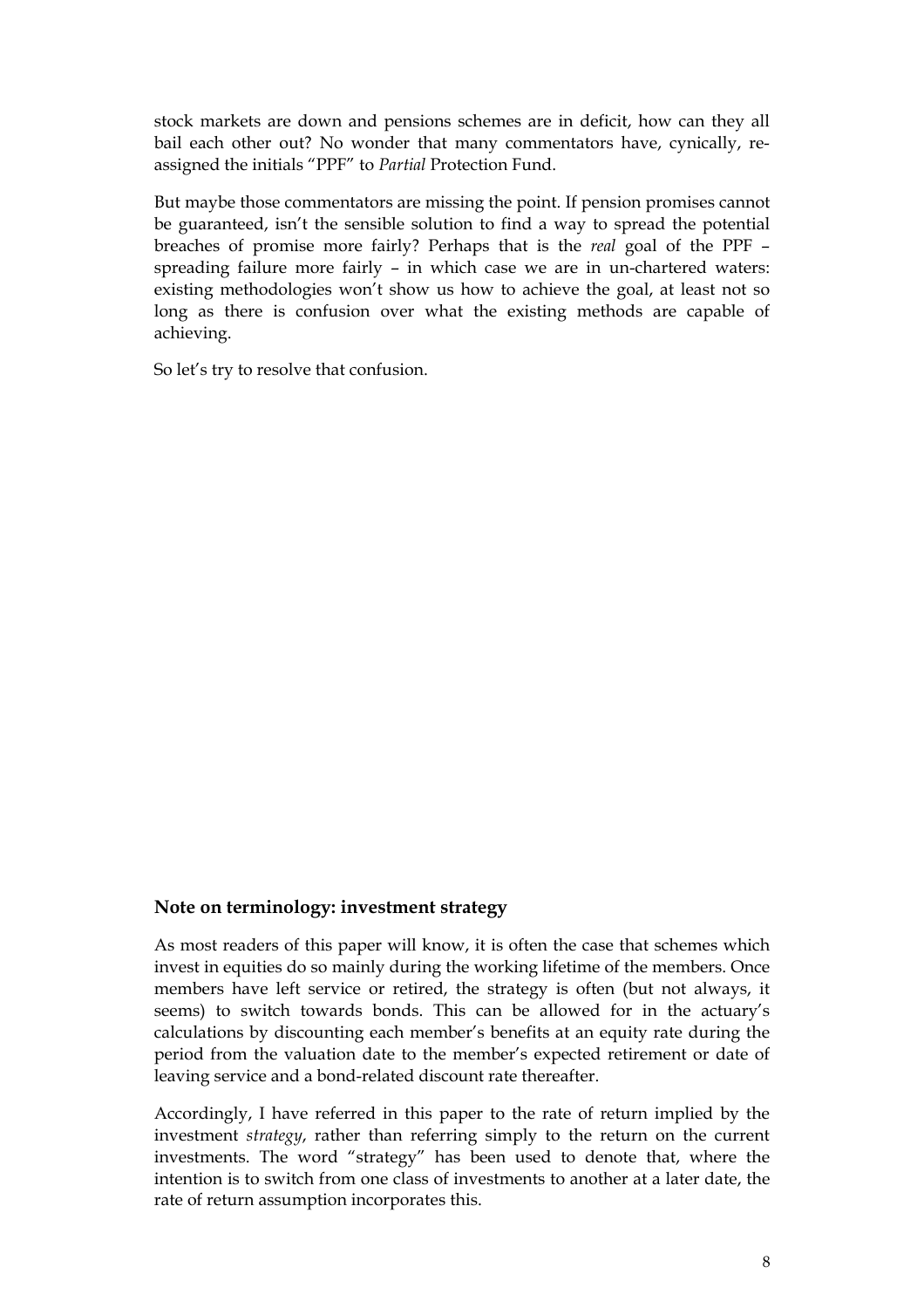stock markets are down and pensions schemes are in deficit, how can they all bail each other out? No wonder that many commentators have, cynically, re-assigned the initials "PPF" to *Partial* Protection Fund.

But maybe those commentators are missing the point. If pension promises cannot be guaranteed, isn't the sensible solution to find a way to spread the potential breaches of promise more fairly? Perhaps that is the *real* goal of the PPF – spreading failure more fairly – in which case we are in un-chartered waters: existing methodologies won't show us how to achieve the goal, at least not so long as there is confusion over what the existing methods are capable of achieving.

So let's try to resolve that confusion.

### Note on terminology: investment strategy

As most readers of this paper will know, it is often the case that schemes which invest in equities do so mainly during the working lifetime of the members. Once members have left service or retired, the strategy is often (but not always, it seems) to switch towards bonds. This can be allowed for in the actuary's calculations by discounting each member's benefits at an equity rate during the period from the valuation date to the member's expected retirement or date of leaving service and a bond-related discount rate thereafter.

Accordingly, I have referred in this paper to the rate of return implied by the investment *strategy*, rather than referring simply to the return on the current investments. The word "strategy" has been used to denote that, where the intention is to switch from one class of investments to another at a later date, the rate of return assumption incorporates this.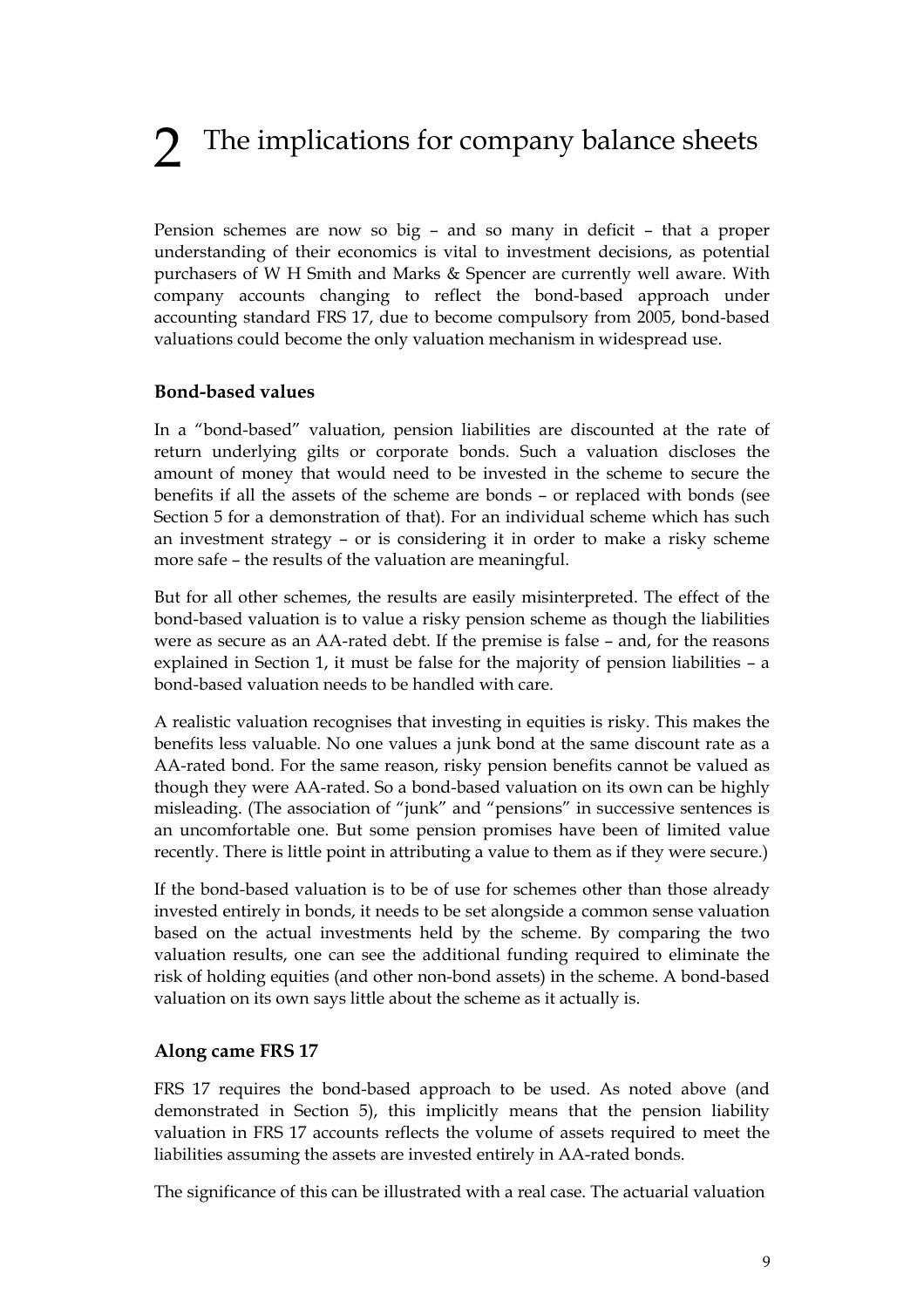# 2 The implications for company balance sheets

Pension schemes are now so big – and so many in deficit – that a proper understanding of their economics is vital to investment decisions, as potential purchasers of W H Smith and Marks & Spencer are currently well aware. With company accounts changing to reflect the bond-based approach under accounting standard FRS 17, due to become compulsory from 2005, bond-based valuations could become the only valuation mechanism in widespread use.

### Bond-based values

In a "bond-based" valuation, pension liabilities are discounted at the rate of return underlying gilts or corporate bonds. Such a valuation discloses the amount of money that would need to be invested in the scheme to secure the benefits if all the assets of the scheme are bonds – or replaced with bonds (see Section 5 for a demonstration of that). For an individual scheme which has such an investment strategy – or is considering it in order to make a risky scheme more safe – the results of the valuation are meaningful.

But for all other schemes, the results are easily misinterpreted. The effect of the bond-based valuation is to value a risky pension scheme as though the liabilities were as secure as an AA-rated debt. If the premise is false – and, for the reasons explained in Section 1, it must be false for the majority of pension liabilities – a bond-based valuation needs to be handled with care.

A realistic valuation recognises that investing in equities is risky. This makes the benefits less valuable. No one values a junk bond at the same discount rate as a AA-rated bond. For the same reason, risky pension benefits cannot be valued as though they were AA-rated. So a bond-based valuation on its own can be highly misleading. (The association of "junk" and "pensions" in successive sentences is an uncomfortable one. But some pension promises have been of limited value recently. There is little point in attributing a value to them as if they were secure.)

If the bond-based valuation is to be of use for schemes other than those already invested entirely in bonds, it needs to be set alongside a common sense valuation based on the actual investments held by the scheme. By comparing the two valuation results, one can see the additional funding required to eliminate the risk of holding equities (and other non-bond assets) in the scheme. A bond-based valuation on its own says little about the scheme as it actually is.

### Along came FRS 17

FRS 17 requires the bond-based approach to be used. As noted above (and demonstrated in Section 5), this implicitly means that the pension liability valuation in FRS 17 accounts reflects the volume of assets required to meet the liabilities assuming the assets are invested entirely in AA-rated bonds.

The significance of this can be illustrated with a real case. The actuarial valuation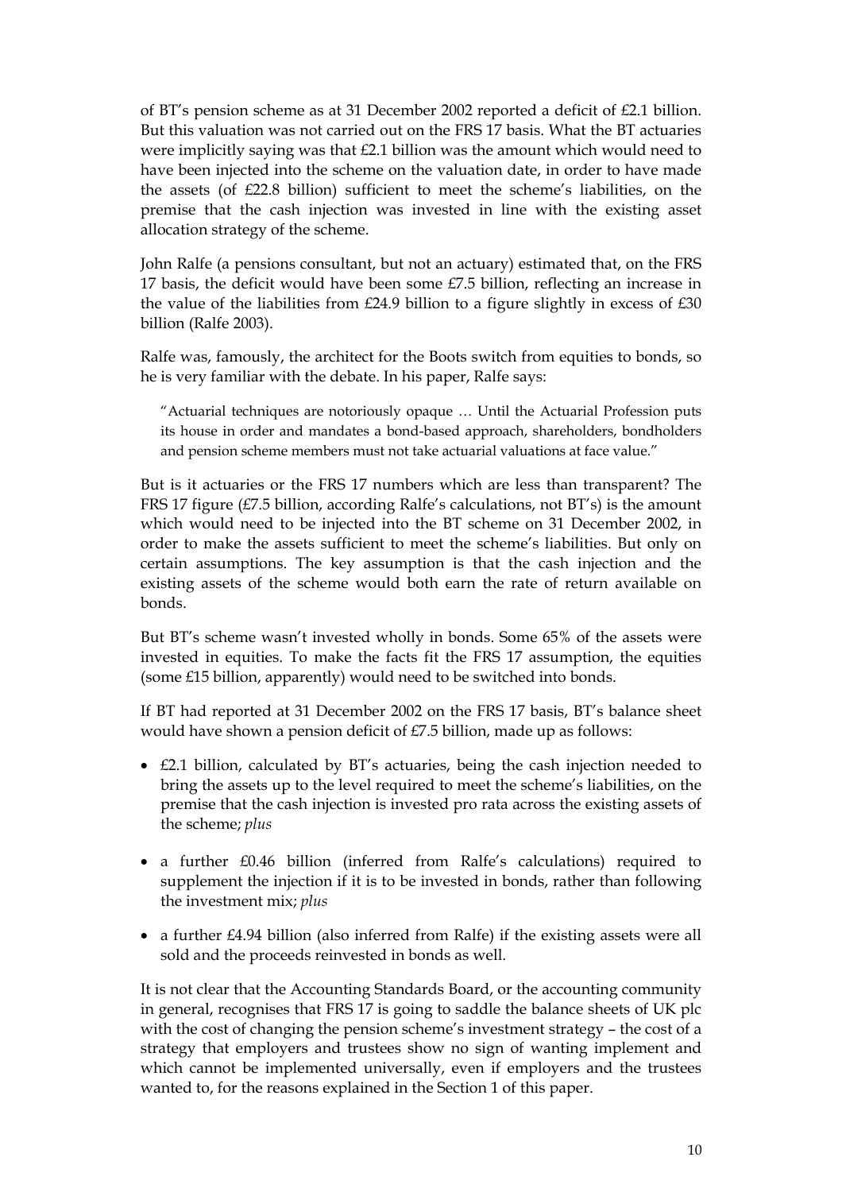of BT's pension scheme as at 31 December 2002 reported a deficit of £2.1 billion. But this valuation was not carried out on the FRS 17 basis. What the BT actuaries were implicitly saying was that £2.1 billion was the amount which would need to have been injected into the scheme on the valuation date, in order to have made the assets (of £22.8 billion) sufficient to meet the scheme's liabilities, on the premise that the cash injection was invested in line with the existing asset allocation strategy of the scheme.

John Ralfe (a pensions consultant, but not an actuary) estimated that, on the FRS 17 basis, the deficit would have been some £7.5 billion, reflecting an increase in the value of the liabilities from £24.9 billion to a figure slightly in excess of £30 billion (Ralfe 2003).

Ralfe was, famously, the architect for the Boots switch from equities to bonds, so he is very familiar with the debate. In his paper, Ralfe says:

> "Actuarial techniques are notoriously opaque … Until the Actuarial Profession puts its house in order and mandates a bond-based approach, shareholders, bondholders and pension scheme members must not take actuarial valuations at face value."

But is it actuaries or the FRS 17 numbers which are less than transparent? The FRS 17 figure (£7.5 billion, according Ralfe's calculations, not BT's) is the amount which would need to be injected into the BT scheme on 31 December 2002, in order to make the assets sufficient to meet the scheme's liabilities. But only on certain assumptions. The key assumption is that the cash injection and the existing assets of the scheme would both earn the rate of return available on bonds.

But BT's scheme wasn't invested wholly in bonds. Some 65% of the assets were invested in equities. To make the facts fit the FRS 17 assumption, the equities (some £15 billion, apparently) would need to be switched into bonds.

If BT had reported at 31 December 2002 on the FRS 17 basis, BT's balance sheet would have shown a pension deficit of £7.5 billion, made up as follows:

- £2.1 billion, calculated by BT's actuaries, being the cash injection needed to bring the assets up to the level required to meet the scheme's liabilities, on the premise that the cash injection is invested pro rata across the existing assets of the scheme; *plus*
- a further £0.46 billion (inferred from Ralfe's calculations) required to supplement the injection if it is to be invested in bonds, rather than following the investment mix; *plus*
- a further £4.94 billion (also inferred from Ralfe) if the existing assets were all sold and the proceeds reinvested in bonds as well.

It is not clear that the Accounting Standards Board, or the accounting community in general, recognises that FRS 17 is going to saddle the balance sheets of UK plc with the cost of changing the pension scheme's investment strategy – the cost of a strategy that employers and trustees show no sign of wanting implement and which cannot be implemented universally, even if employers and the trustees wanted to, for the reasons explained in the Section 1 of this paper.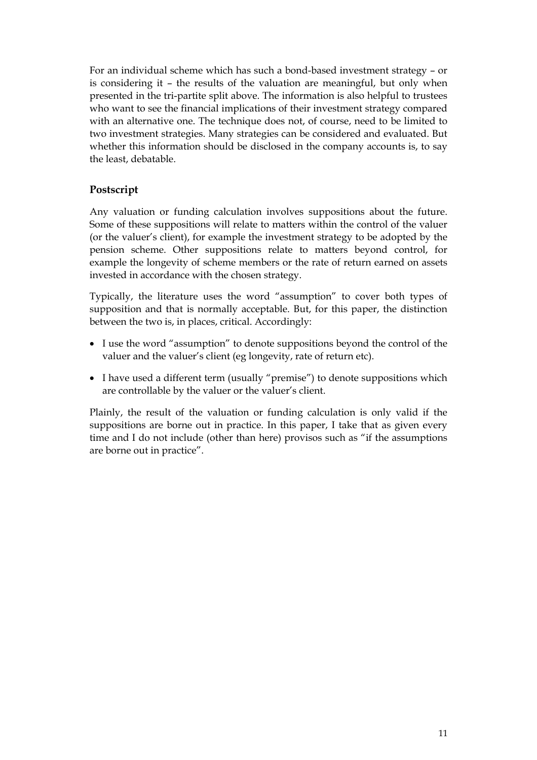For an individual scheme which has such a bond-based investment strategy – or is considering it – the results of the valuation are meaningful, but only when presented in the tri-partite split above. The information is also helpful to trustees who want to see the financial implications of their investment strategy compared with an alternative one. The technique does not, of course, need to be limited to two investment strategies. Many strategies can be considered and evaluated. But whether this information should be disclosed in the company accounts is, to say the least, debatable.

## Postscript

Any valuation or funding calculation involves suppositions about the future. Some of these suppositions will relate to matters within the control of the valuer (or the valuer's client), for example the investment strategy to be adopted by the pension scheme. Other suppositions relate to matters beyond control, for example the longevity of scheme members or the rate of return earned on assets invested in accordance with the chosen strategy.

Typically, the literature uses the word "assumption" to cover both types of supposition and that is normally acceptable. But, for this paper, the distinction between the two is, in places, critical. Accordingly:

- I use the word "assumption" to denote suppositions beyond the control of the valuer and the valuer's client (eg longevity, rate of return etc).
- I have used a different term (usually "premise") to denote suppositions which are controllable by the valuer or the valuer's client.

Plainly, the result of the valuation or funding calculation is only valid if the suppositions are borne out in practice. In this paper, I take that as given every time and I do not include (other than here) provisos such as "if the assumptions are borne out in practice".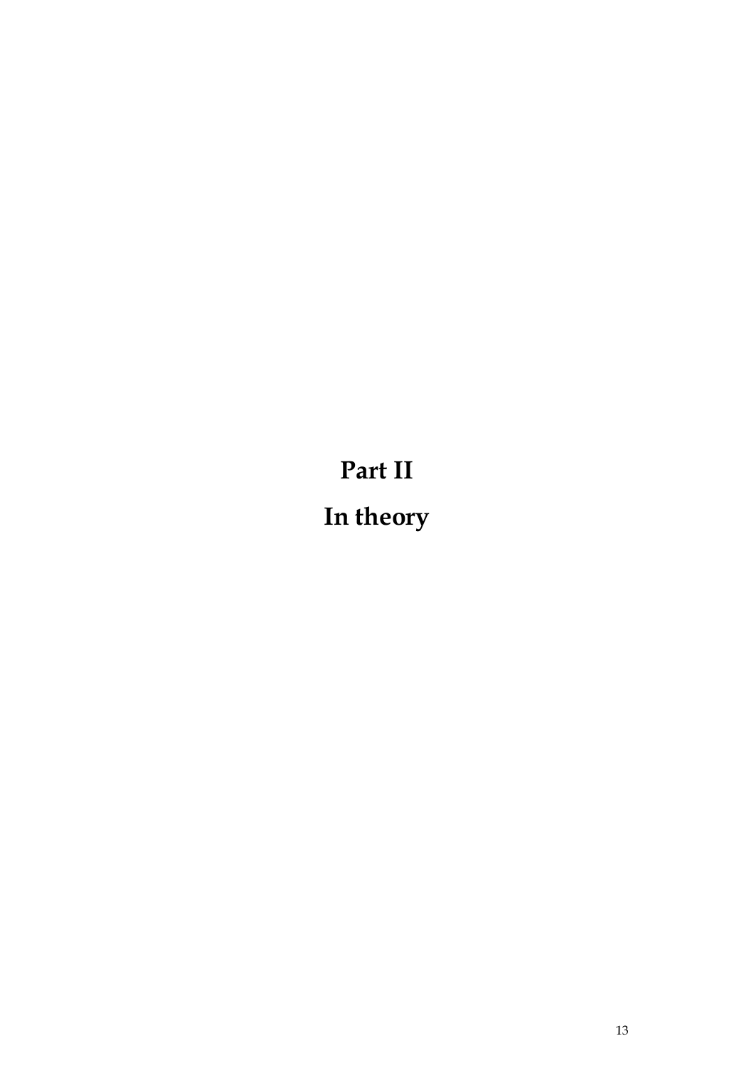# Part II

# In theory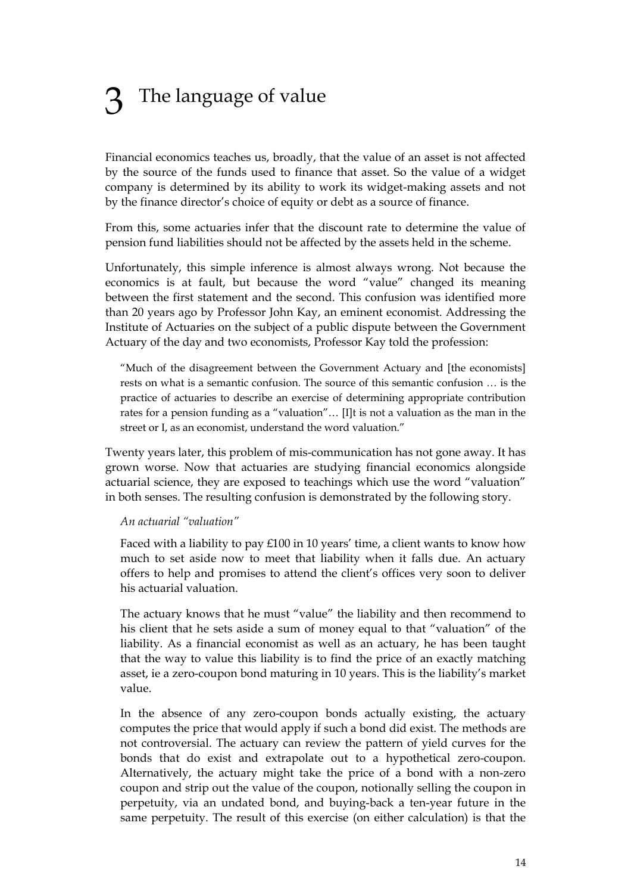# 3 The language of value

Financial economics teaches us, broadly, that the value of an asset is not affected by the source of the funds used to finance that asset. So the value of a widget company is determined by its ability to work its widget-making assets and not by the finance director's choice of equity or debt as a source of finance.

From this, some actuaries infer that the discount rate to determine the value of pension fund liabilities should not be affected by the assets held in the scheme.

Unfortunately, this simple inference is almost always wrong. Not because the economics is at fault, but because the word "value" changed its meaning between the first statement and the second. This confusion was identified more than 20 years ago by Professor John Kay, an eminent economist. Addressing the Institute of Actuaries on the subject of a public dispute between the Government Actuary of the day and two economists, Professor Kay told the profession:

> "Much of the disagreement between the Government Actuary and [the economists] rests on what is a semantic confusion. The source of this semantic confusion … is the practice of actuaries to describe an exercise of determining appropriate contribution rates for a pension funding as a "valuation"… [I]t is not a valuation as the man in the street or I, as an economist, understand the word valuation."

Twenty years later, this problem of mis-communication has not gone away. It has grown worse. Now that actuaries are studying financial economics alongside actuarial science, they are exposed to teachings which use the word "valuation" in both senses. The resulting confusion is demonstrated by the following story.

*An actuarial "valuation"*

Faced with a liability to pay £100 in 10 years' time, a client wants to know how much to set aside now to meet that liability when it falls due. An actuary offers to help and promises to attend the client's offices very soon to deliver his actuarial valuation.

The actuary knows that he must "value" the liability and then recommend to his client that he sets aside a sum of money equal to that "valuation" of the liability. As a financial economist as well as an actuary, he has been taught that the way to value this liability is to find the price of an exactly matching asset, ie a zero-coupon bond maturing in 10 years. This is the liability's market value.

In the absence of any zero-coupon bonds actually existing, the actuary computes the price that would apply if such a bond did exist. The methods are not controversial. The actuary can review the pattern of yield curves for the bonds that do exist and extrapolate out to a hypothetical zero-coupon. Alternatively, the actuary might take the price of a bond with a non-zero coupon and strip out the value of the coupon, notionally selling the coupon in perpetuity, via an undated bond, and buying-back a ten-year future in the same perpetuity. The result of this exercise (on either calculation) is that the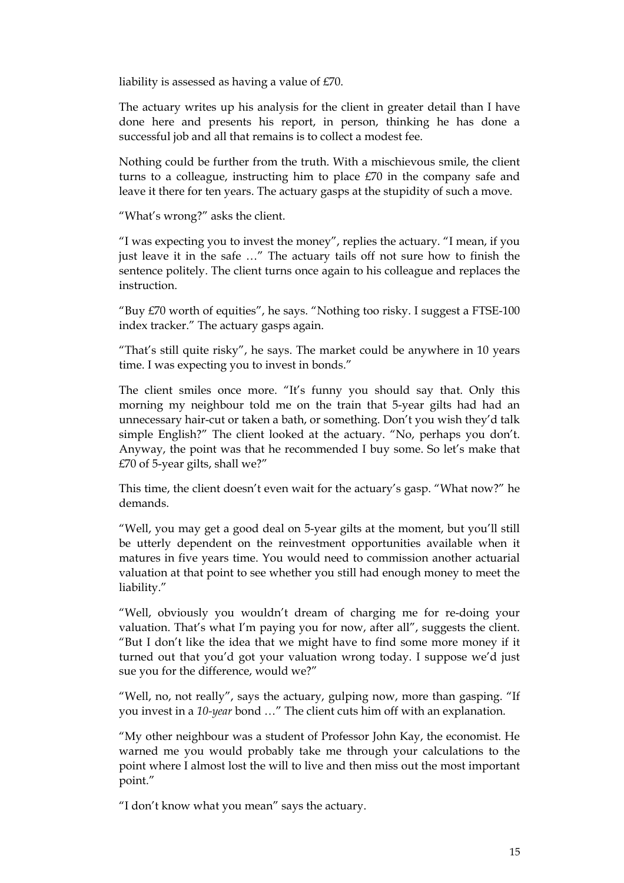liability is assessed as having a value of £70.

The actuary writes up his analysis for the client in greater detail than I have done here and presents his report, in person, thinking he has done a successful job and all that remains is to collect a modest fee.

Nothing could be further from the truth. With a mischievous smile, the client turns to a colleague, instructing him to place £70 in the company safe and leave it there for ten years. The actuary gasps at the stupidity of such a move.

"What's wrong?" asks the client.

"I was expecting you to invest the money", replies the actuary. "I mean, if you just leave it in the safe …" The actuary tails off not sure how to finish the sentence politely. The client turns once again to his colleague and replaces the instruction.

"Buy £70 worth of equities", he says. "Nothing too risky. I suggest a FTSE-100 index tracker." The actuary gasps again.

"That's still quite risky", he says. The market could be anywhere in 10 years time. I was expecting you to invest in bonds."

The client smiles once more. "It's funny you should say that. Only this morning my neighbour told me on the train that 5-year gilts had had an unnecessary hair-cut or taken a bath, or something. Don't you wish they'd talk simple English?" The client looked at the actuary. "No, perhaps you don't. Anyway, the point was that he recommended I buy some. So let's make that £70 of 5-year gilts, shall we?"

This time, the client doesn't even wait for the actuary's gasp. "What now?" he demands.

"Well, you may get a good deal on 5-year gilts at the moment, but you'll still be utterly dependent on the reinvestment opportunities available when it matures in five years time. You would need to commission another actuarial valuation at that point to see whether you still had enough money to meet the liability."

"Well, obviously you wouldn't dream of charging me for re-doing your valuation. That's what I'm paying you for now, after all", suggests the client. "But I don't like the idea that we might have to find some more money if it turned out that you'd got your valuation wrong today. I suppose we'd just sue you for the difference, would we?"

"Well, no, not really", says the actuary, gulping now, more than gasping. "If you invest in a *10-year* bond …" The client cuts him off with an explanation.

"My other neighbour was a student of Professor John Kay, the economist. He warned me you would probably take me through your calculations to the point where I almost lost the will to live and then miss out the most important point."

"I don't know what you mean" says the actuary.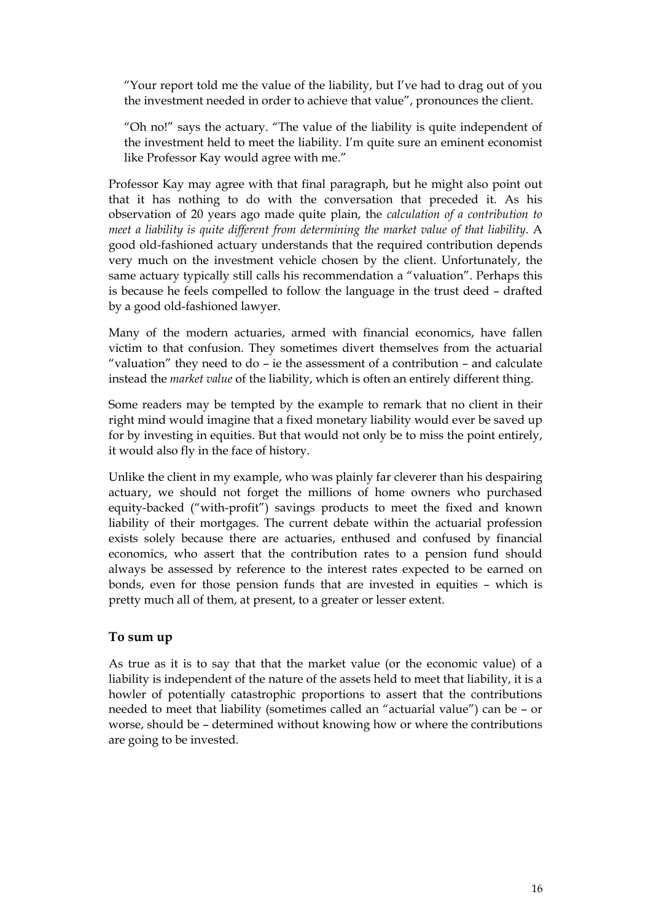“Your report told me the value of the liability, but I’ve had to drag out of you the investment needed in order to achieve that value”, pronounces the client.

“Oh no!” says the actuary. “The value of the liability is quite independent of the investment held to meet the liability. I’m quite sure an eminent economist like Professor Kay would agree with me.”

Professor Kay may agree with that final paragraph, but he might also point out that it has nothing to do with the conversation that preceded it. As his observation of 20 years ago made quite plain, the *calculation of a contribution to meet a liability is quite different from determining the market value of that liability*. A good old-fashioned actuary understands that the required contribution depends very much on the investment vehicle chosen by the client. Unfortunately, the same actuary typically still calls his recommendation a “valuation”. Perhaps this is because he feels compelled to follow the language in the trust deed – drafted by a good old-fashioned lawyer.

Many of the modern actuaries, armed with financial economics, have fallen victim to that confusion. They sometimes divert themselves from the actuarial “valuation” they need to do – ie the assessment of a contribution – and calculate instead the *market value* of the liability, which is often an entirely different thing.

Some readers may be tempted by the example to remark that no client in their right mind would imagine that a fixed monetary liability would ever be saved up for by investing in equities. But that would not only be to miss the point entirely, it would also fly in the face of history.

Unlike the client in my example, who was plainly far cleverer than his despairing actuary, we should not forget the millions of home owners who purchased equity-backed (“with-profit”) savings products to meet the fixed and known liability of their mortgages. The current debate within the actuarial profession exists solely because there are actuaries, enthused and confused by financial economics, who assert that the contribution rates to a pension fund should always be assessed by reference to the interest rates expected to be earned on bonds, even for those pension funds that are invested in equities – which is pretty much all of them, at present, to a greater or lesser extent.

## To sum up

As true as it is to say that that the market value (or the economic value) of a liability is independent of the nature of the assets held to meet that liability, it is a howler of potentially catastrophic proportions to assert that the contributions needed to meet that liability (sometimes called an “actuarial value”) can be – or worse, should be – determined without knowing how or where the contributions are going to be invested.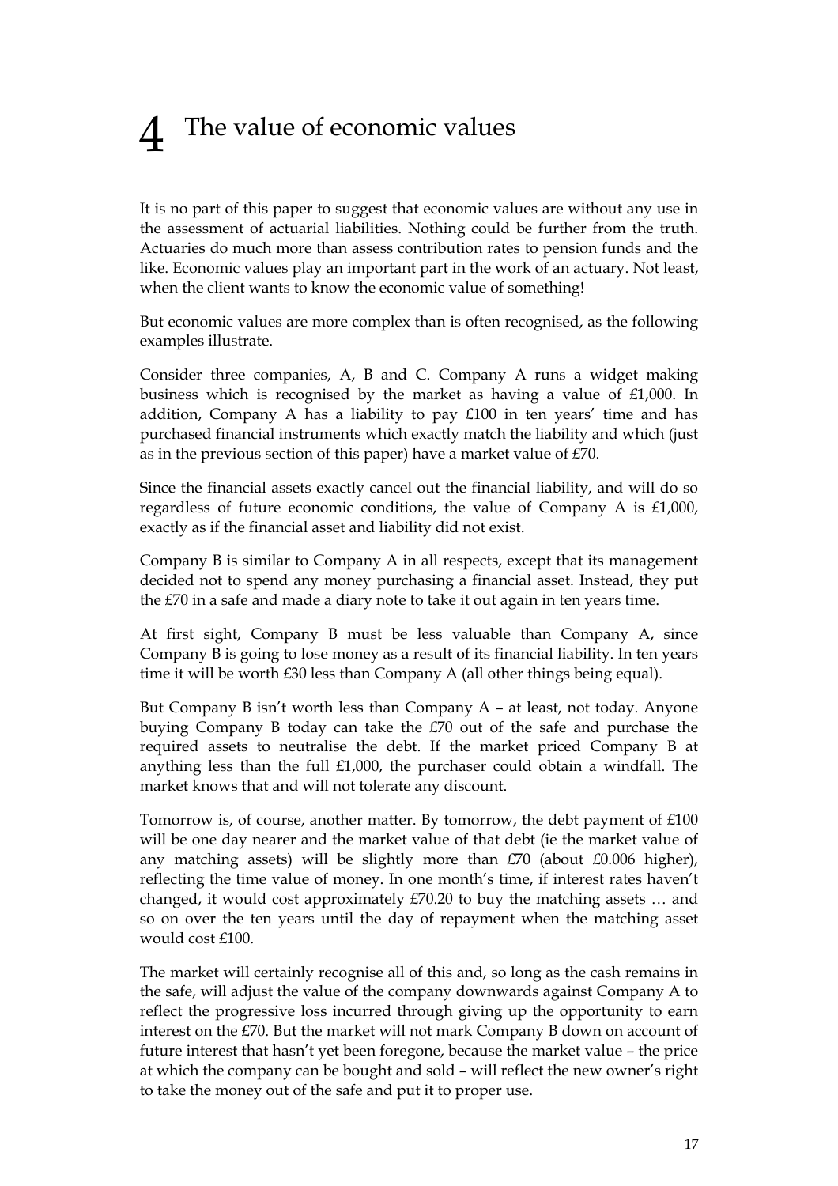# 4 The value of economic values

It is no part of this paper to suggest that economic values are without any use in the assessment of actuarial liabilities. Nothing could be further from the truth. Actuaries do much more than assess contribution rates to pension funds and the like. Economic values play an important part in the work of an actuary. Not least, when the client wants to know the economic value of something!

But economic values are more complex than is often recognised, as the following examples illustrate.

Consider three companies, A, B and C. Company A runs a widget making business which is recognised by the market as having a value of £1,000. In addition, Company A has a liability to pay £100 in ten years' time and has purchased financial instruments which exactly match the liability and which (just as in the previous section of this paper) have a market value of £70.

Since the financial assets exactly cancel out the financial liability, and will do so regardless of future economic conditions, the value of Company A is £1,000, exactly as if the financial asset and liability did not exist.

Company B is similar to Company A in all respects, except that its management decided not to spend any money purchasing a financial asset. Instead, they put the £70 in a safe and made a diary note to take it out again in ten years time.

At first sight, Company B must be less valuable than Company A, since Company B is going to lose money as a result of its financial liability. In ten years time it will be worth £30 less than Company A (all other things being equal).

But Company B isn't worth less than Company A – at least, not today. Anyone buying Company B today can take the £70 out of the safe and purchase the required assets to neutralise the debt. If the market priced Company B at anything less than the full £1,000, the purchaser could obtain a windfall. The market knows that and will not tolerate any discount.

Tomorrow is, of course, another matter. By tomorrow, the debt payment of £100 will be one day nearer and the market value of that debt (ie the market value of any matching assets) will be slightly more than £70 (about £0.006 higher), reflecting the time value of money. In one month's time, if interest rates haven't changed, it would cost approximately £70.20 to buy the matching assets … and so on over the ten years until the day of repayment when the matching asset would cost £100.

The market will certainly recognise all of this and, so long as the cash remains in the safe, will adjust the value of the company downwards against Company A to reflect the progressive loss incurred through giving up the opportunity to earn interest on the £70. But the market will not mark Company B down on account of future interest that hasn't yet been foregone, because the market value – the price at which the company can be bought and sold – will reflect the new owner's right to take the money out of the safe and put it to proper use.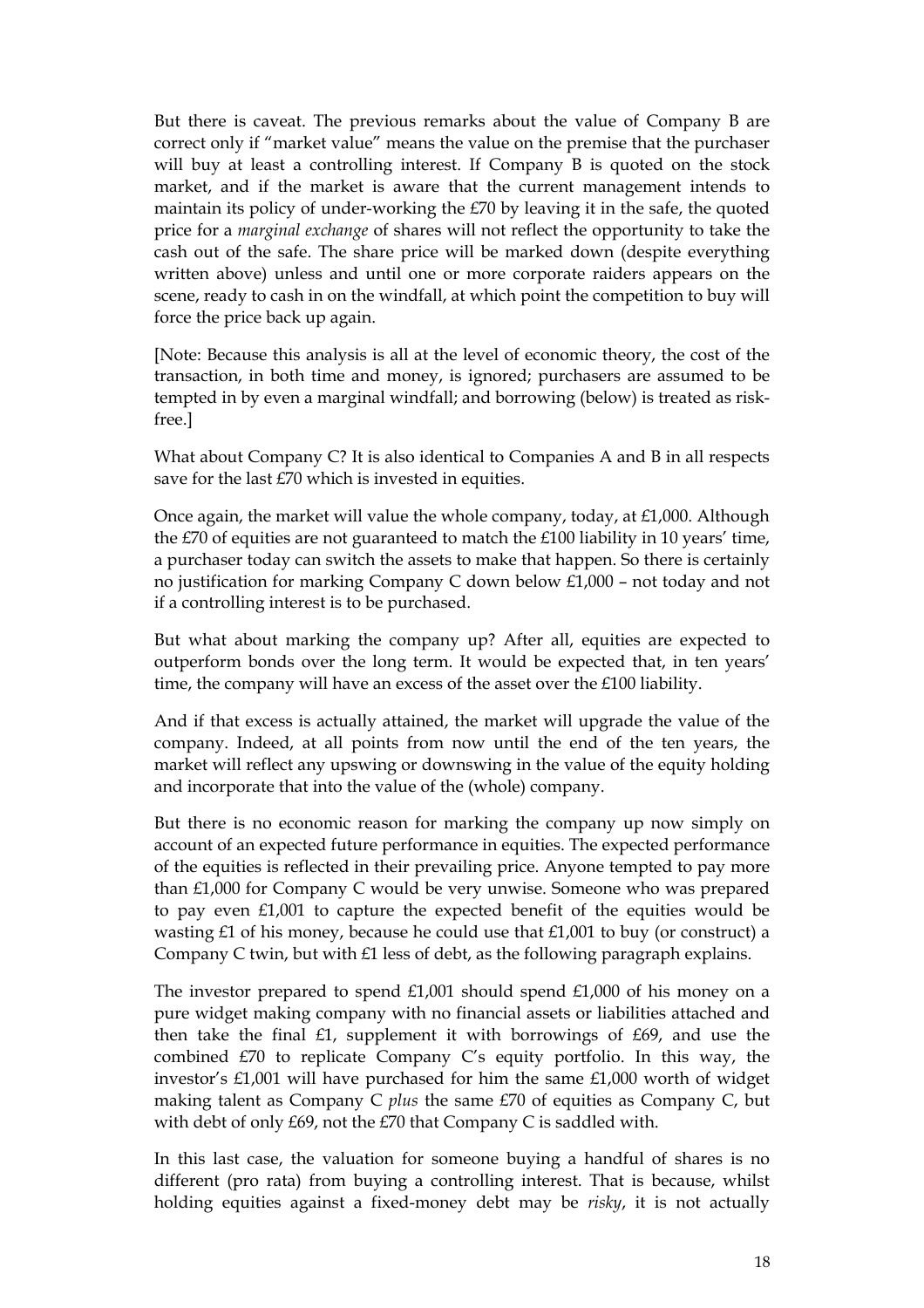But there is caveat. The previous remarks about the value of Company B are correct only if "market value" means the value on the premise that the purchaser will buy at least a controlling interest. If Company B is quoted on the stock market, and if the market is aware that the current management intends to maintain its policy of under-working the £70 by leaving it in the safe, the quoted price for a *marginal exchange* of shares will not reflect the opportunity to take the cash out of the safe. The share price will be marked down (despite everything written above) unless and until one or more corporate raiders appears on the scene, ready to cash in on the windfall, at which point the competition to buy will force the price back up again.

[Note: Because this analysis is all at the level of economic theory, the cost of the transaction, in both time and money, is ignored; purchasers are assumed to be tempted in by even a marginal windfall; and borrowing (below) is treated as risk-free.]

What about Company C? It is also identical to Companies A and B in all respects save for the last £70 which is invested in equities.

Once again, the market will value the whole company, today, at £1,000. Although the £70 of equities are not guaranteed to match the £100 liability in 10 years' time, a purchaser today can switch the assets to make that happen. So there is certainly no justification for marking Company C down below £1,000 – not today and not if a controlling interest is to be purchased.

But what about marking the company up? After all, equities are expected to outperform bonds over the long term. It would be expected that, in ten years' time, the company will have an excess of the asset over the £100 liability.

And if that excess is actually attained, the market will upgrade the value of the company. Indeed, at all points from now until the end of the ten years, the market will reflect any upswing or downswing in the value of the equity holding and incorporate that into the value of the (whole) company.

But there is no economic reason for marking the company up now simply on account of an expected future performance in equities. The expected performance of the equities is reflected in their prevailing price. Anyone tempted to pay more than £1,000 for Company C would be very unwise. Someone who was prepared to pay even £1,001 to capture the expected benefit of the equities would be wasting £1 of his money, because he could use that £1,001 to buy (or construct) a Company C twin, but with £1 less of debt, as the following paragraph explains.

The investor prepared to spend £1,001 should spend £1,000 of his money on a pure widget making company with no financial assets or liabilities attached and then take the final £1, supplement it with borrowings of £69, and use the combined £70 to replicate Company C's equity portfolio. In this way, the investor's £1,001 will have purchased for him the same £1,000 worth of widget making talent as Company C *plus* the same £70 of equities as Company C, but with debt of only £69, not the £70 that Company C is saddled with.

In this last case, the valuation for someone buying a handful of shares is no different (pro rata) from buying a controlling interest. That is because, whilst holding equities against a fixed-money debt may be *risky*, it is not actually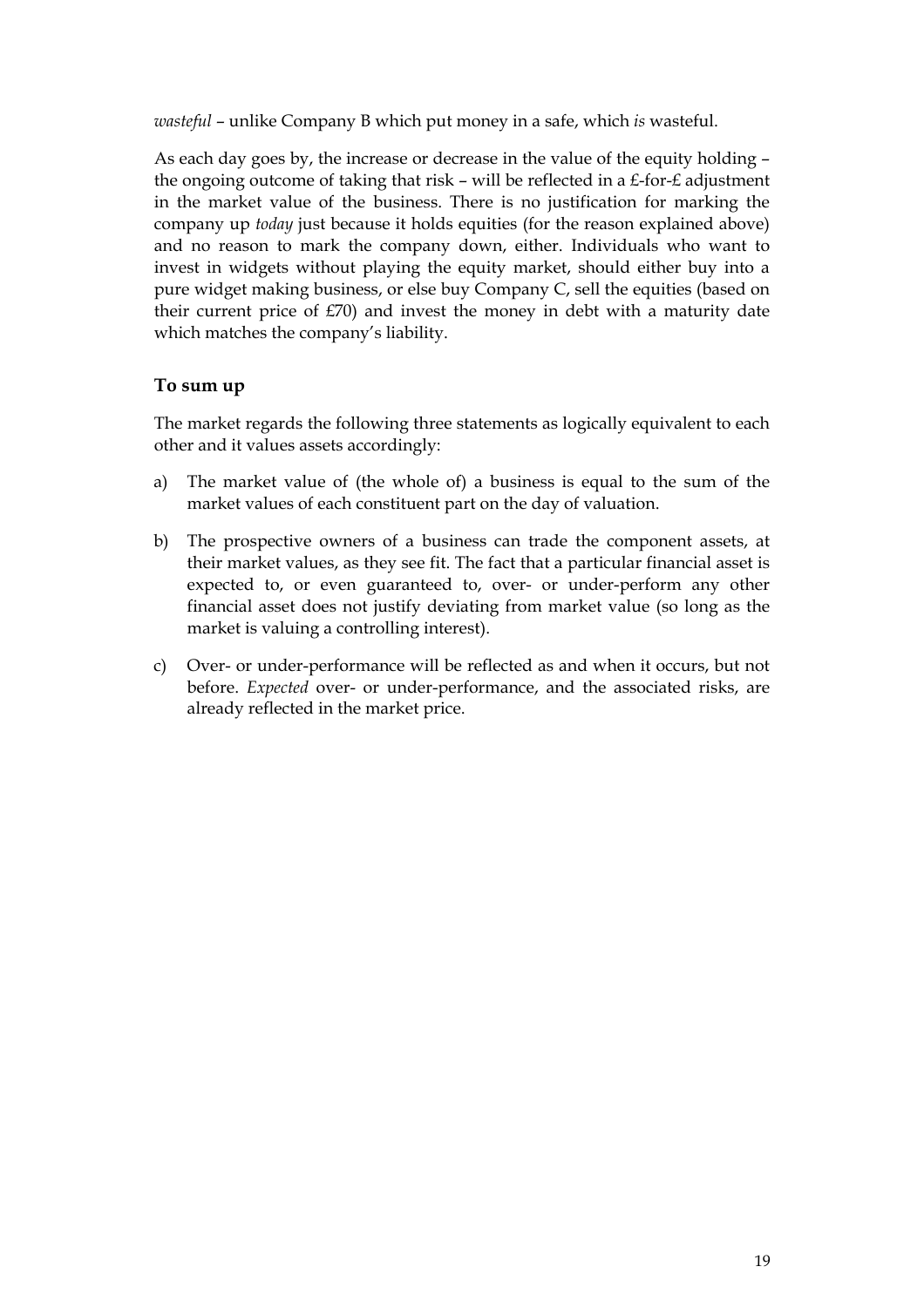*wasteful* – unlike Company B which put money in a safe, which *is* wasteful.

As each day goes by, the increase or decrease in the value of the equity holding – the ongoing outcome of taking that risk – will be reflected in a £-for-£ adjustment in the market value of the business. There is no justification for marking the company up *today* just because it holds equities (for the reason explained above) and no reason to mark the company down, either. Individuals who want to invest in widgets without playing the equity market, should either buy into a pure widget making business, or else buy Company C, sell the equities (based on their current price of £70) and invest the money in debt with a maturity date which matches the company's liability.

### To sum up

The market regards the following three statements as logically equivalent to each other and it values assets accordingly:

a) The market value of (the whole of) a business is equal to the sum of the market values of each constituent part on the day of valuation.

b) The prospective owners of a business can trade the component assets, at their market values, as they see fit. The fact that a particular financial asset is expected to, or even guaranteed to, over- or under-perform any other financial asset does not justify deviating from market value (so long as the market is valuing a controlling interest).

c) Over- or under-performance will be reflected as and when it occurs, but not before. *Expected* over- or under-performance, and the associated risks, are already reflected in the market price.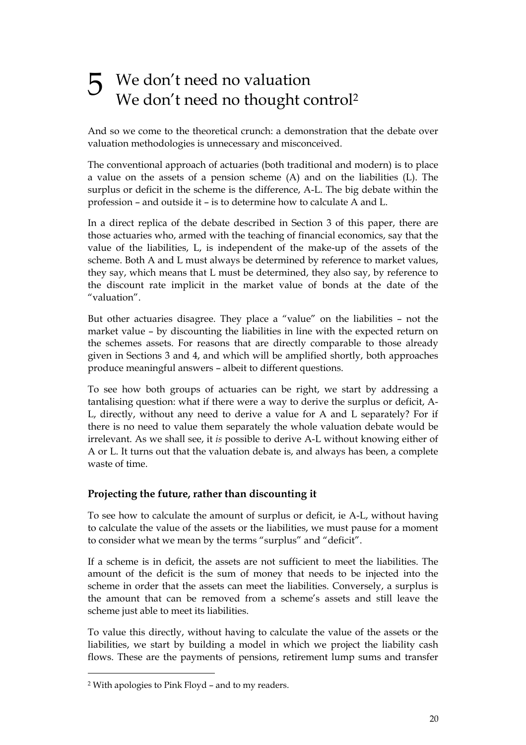# 5 We don't need no valuation We don't need no thought control[2]

And so we come to the theoretical crunch: a demonstration that the debate over valuation methodologies is unnecessary and misconceived.

The conventional approach of actuaries (both traditional and modern) is to place a value on the assets of a pension scheme (A) and on the liabilities (L). The surplus or deficit in the scheme is the difference, A-L. The big debate within the profession – and outside it – is to determine how to calculate A and L.

In a direct replica of the debate described in Section 3 of this paper, there are those actuaries who, armed with the teaching of financial economics, say that the value of the liabilities, L, is independent of the make-up of the assets of the scheme. Both A and L must always be determined by reference to market values, they say, which means that L must be determined, they also say, by reference to the discount rate implicit in the market value of bonds at the date of the "valuation".

But other actuaries disagree. They place a "value" on the liabilities – not the market value – by discounting the liabilities in line with the expected return on the schemes assets. For reasons that are directly comparable to those already given in Sections 3 and 4, and which will be amplified shortly, both approaches produce meaningful answers – albeit to different questions.

To see how both groups of actuaries can be right, we start by addressing a tantalising question: what if there were a way to derive the surplus or deficit, A-L, directly, without any need to derive a value for A and L separately? For if there is no need to value them separately the whole valuation debate would be irrelevant. As we shall see, it *is* possible to derive A-L without knowing either of A or L. It turns out that the valuation debate is, and always has been, a complete waste of time.

## Projecting the future, rather than discounting it

To see how to calculate the amount of surplus or deficit, ie A-L, without having to calculate the value of the assets or the liabilities, we must pause for a moment to consider what we mean by the terms "surplus" and "deficit".

If a scheme is in deficit, the assets are not sufficient to meet the liabilities. The amount of the deficit is the sum of money that needs to be injected into the scheme in order that the assets can meet the liabilities. Conversely, a surplus is the amount that can be removed from a scheme's assets and still leave the scheme just able to meet its liabilities.

To value this directly, without having to calculate the value of the assets or the liabilities, we start by building a model in which we project the liability cash flows. These are the payments of pensions, retirement lump sums and transfer

[2] With apologies to Pink Floyd – and to my readers.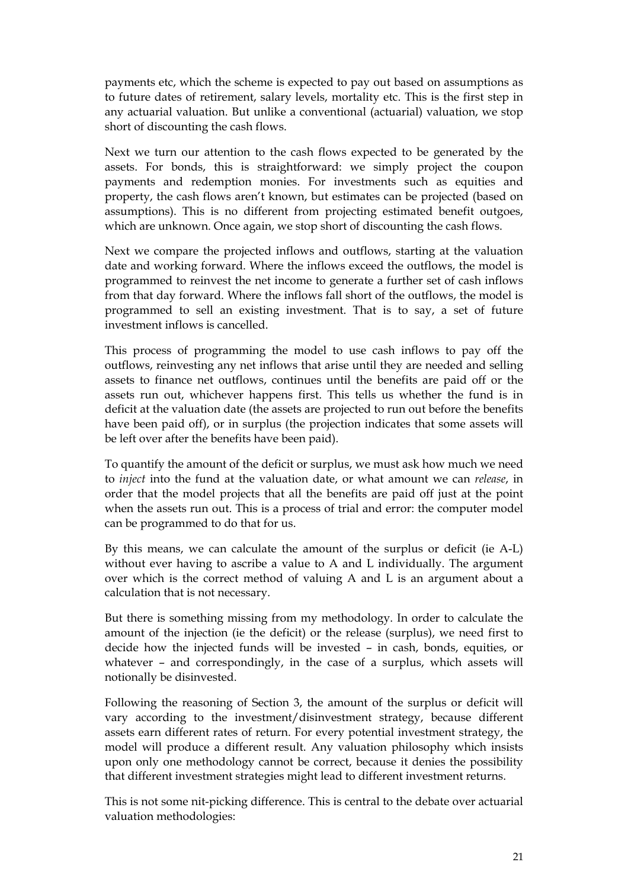payments etc, which the scheme is expected to pay out based on assumptions as to future dates of retirement, salary levels, mortality etc. This is the first step in any actuarial valuation. But unlike a conventional (actuarial) valuation, we stop short of discounting the cash flows.

Next we turn our attention to the cash flows expected to be generated by the assets. For bonds, this is straightforward: we simply project the coupon payments and redemption monies. For investments such as equities and property, the cash flows aren't known, but estimates can be projected (based on assumptions). This is no different from projecting estimated benefit outgoes, which are unknown. Once again, we stop short of discounting the cash flows.

Next we compare the projected inflows and outflows, starting at the valuation date and working forward. Where the inflows exceed the outflows, the model is programmed to reinvest the net income to generate a further set of cash inflows from that day forward. Where the inflows fall short of the outflows, the model is programmed to sell an existing investment. That is to say, a set of future investment inflows is cancelled.

This process of programming the model to use cash inflows to pay off the outflows, reinvesting any net inflows that arise until they are needed and selling assets to finance net outflows, continues until the benefits are paid off or the assets run out, whichever happens first. This tells us whether the fund is in deficit at the valuation date (the assets are projected to run out before the benefits have been paid off), or in surplus (the projection indicates that some assets will be left over after the benefits have been paid).

To quantify the amount of the deficit or surplus, we must ask how much we need to *inject* into the fund at the valuation date, or what amount we can *release*, in order that the model projects that all the benefits are paid off just at the point when the assets run out. This is a process of trial and error: the computer model can be programmed to do that for us.

By this means, we can calculate the amount of the surplus or deficit (ie A-L) without ever having to ascribe a value to A and L individually. The argument over which is the correct method of valuing A and L is an argument about a calculation that is not necessary.

But there is something missing from my methodology. In order to calculate the amount of the injection (ie the deficit) or the release (surplus), we need first to decide how the injected funds will be invested – in cash, bonds, equities, or whatever – and correspondingly, in the case of a surplus, which assets will notionally be disinvested.

Following the reasoning of Section 3, the amount of the surplus or deficit will vary according to the investment/disinvestment strategy, because different assets earn different rates of return. For every potential investment strategy, the model will produce a different result. Any valuation philosophy which insists upon only one methodology cannot be correct, because it denies the possibility that different investment strategies might lead to different investment returns.

This is not some nit-picking difference. This is central to the debate over actuarial valuation methodologies: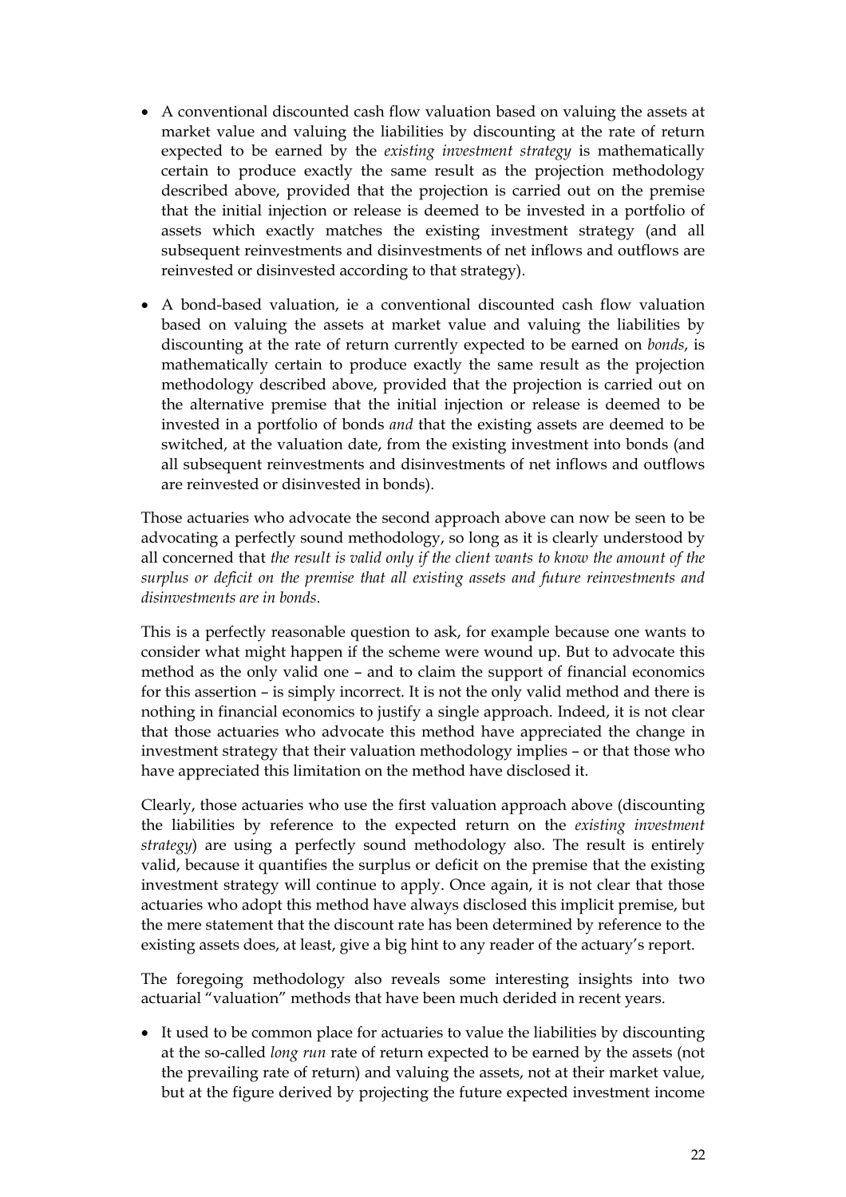- A conventional discounted cash flow valuation based on valuing the assets at market value and valuing the liabilities by discounting at the rate of return expected to be earned by the *existing investment strategy* is mathematically certain to produce exactly the same result as the projection methodology described above, provided that the projection is carried out on the premise that the initial injection or release is deemed to be invested in a portfolio of assets which exactly matches the existing investment strategy (and all subsequent reinvestments and disinvestments of net inflows and outflows are reinvested or disinvested according to that strategy).

- A bond-based valuation, ie a conventional discounted cash flow valuation based on valuing the assets at market value and valuing the liabilities by discounting at the rate of return currently expected to be earned on *bonds*, is mathematically certain to produce exactly the same result as the projection methodology described above, provided that the projection is carried out on the alternative premise that the initial injection or release is deemed to be invested in a portfolio of bonds *and* that the existing assets are deemed to be switched, at the valuation date, from the existing investment into bonds (and all subsequent reinvestments and disinvestments of net inflows and outflows are reinvested or disinvested in bonds).

Those actuaries who advocate the second approach above can now be seen to be advocating a perfectly sound methodology, so long as it is clearly understood by all concerned that *the result is valid only if the client wants to know the amount of the surplus or deficit on the premise that all existing assets and future reinvestments and disinvestments are in bonds*.

This is a perfectly reasonable question to ask, for example because one wants to consider what might happen if the scheme were wound up. But to advocate this method as the only valid one – and to claim the support of financial economics for this assertion – is simply incorrect. It is not the only valid method and there is nothing in financial economics to justify a single approach. Indeed, it is not clear that those actuaries who advocate this method have appreciated the change in investment strategy that their valuation methodology implies – or that those who have appreciated this limitation on the method have disclosed it.

Clearly, those actuaries who use the first valuation approach above (discounting the liabilities by reference to the expected return on the *existing investment strategy*) are using a perfectly sound methodology also. The result is entirely valid, because it quantifies the surplus or deficit on the premise that the existing investment strategy will continue to apply. Once again, it is not clear that those actuaries who adopt this method have always disclosed this implicit premise, but the mere statement that the discount rate has been determined by reference to the existing assets does, at least, give a big hint to any reader of the actuary's report.

The foregoing methodology also reveals some interesting insights into two actuarial "valuation" methods that have been much derided in recent years.

- It used to be common place for actuaries to value the liabilities by discounting at the so-called *long run* rate of return expected to be earned by the assets (not the prevailing rate of return) and valuing the assets, not at their market value, but at the figure derived by projecting the future expected investment income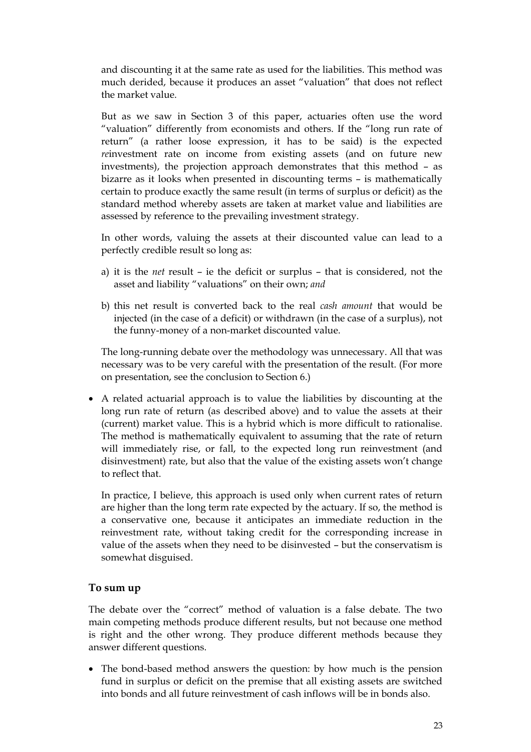and discounting it at the same rate as used for the liabilities. This method was much derided, because it produces an asset "valuation" that does not reflect the market value.

But as we saw in Section 3 of this paper, actuaries often use the word "valuation" differently from economists and others. If the "long run rate of return" (a rather loose expression, it has to be said) is the expected *re*investment rate on income from existing assets (and on future new investments), the projection approach demonstrates that this method – as bizarre as it looks when presented in discounting terms – is mathematically certain to produce exactly the same result (in terms of surplus or deficit) as the standard method whereby assets are taken at market value and liabilities are assessed by reference to the prevailing investment strategy.

In other words, valuing the assets at their discounted value can lead to a perfectly credible result so long as:

a) it is the *net* result – ie the deficit or surplus – that is considered, not the asset and liability "valuations" on their own; *and*

b) this net result is converted back to the real *cash amount* that would be injected (in the case of a deficit) or withdrawn (in the case of a surplus), not the funny-money of a non-market discounted value.

The long-running debate over the methodology was unnecessary. All that was necessary was to be very careful with the presentation of the result. (For more on presentation, see the conclusion to Section 6.)

- A related actuarial approach is to value the liabilities by discounting at the long run rate of return (as described above) and to value the assets at their (current) market value. This is a hybrid which is more difficult to rationalise. The method is mathematically equivalent to assuming that the rate of return will immediately rise, or fall, to the expected long run reinvestment (and disinvestment) rate, but also that the value of the existing assets won't change to reflect that.

  In practice, I believe, this approach is used only when current rates of return are higher than the long term rate expected by the actuary. If so, the method is a conservative one, because it anticipates an immediate reduction in the reinvestment rate, without taking credit for the corresponding increase in value of the assets when they need to be disinvested – but the conservatism is somewhat disguised.

### To sum up

The debate over the "correct" method of valuation is a false debate. The two main competing methods produce different results, but not because one method is right and the other wrong. They produce different methods because they answer different questions.

- The bond-based method answers the question: by how much is the pension fund in surplus or deficit on the premise that all existing assets are switched into bonds and all future reinvestment of cash inflows will be in bonds also.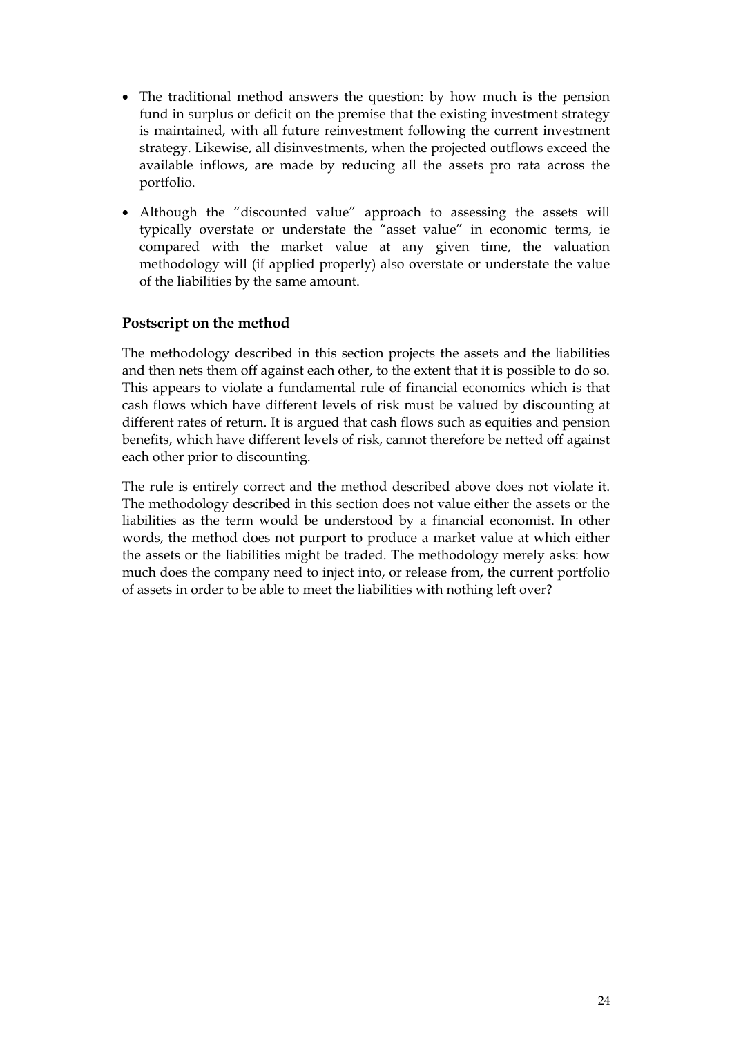- The traditional method answers the question: by how much is the pension fund in surplus or deficit on the premise that the existing investment strategy is maintained, with all future reinvestment following the current investment strategy. Likewise, all disinvestments, when the projected outflows exceed the available inflows, are made by reducing all the assets pro rata across the portfolio.
- Although the "discounted value" approach to assessing the assets will typically overstate or understate the "asset value" in economic terms, ie compared with the market value at any given time, the valuation methodology will (if applied properly) also overstate or understate the value of the liabilities by the same amount.

### Postscript on the method

The methodology described in this section projects the assets and the liabilities and then nets them off against each other, to the extent that it is possible to do so. This appears to violate a fundamental rule of financial economics which is that cash flows which have different levels of risk must be valued by discounting at different rates of return. It is argued that cash flows such as equities and pension benefits, which have different levels of risk, cannot therefore be netted off against each other prior to discounting.

The rule is entirely correct and the method described above does not violate it. The methodology described in this section does not value either the assets or the liabilities as the term would be understood by a financial economist. In other words, the method does not purport to produce a market value at which either the assets or the liabilities might be traded. The methodology merely asks: how much does the company need to inject into, or release from, the current portfolio of assets in order to be able to meet the liabilities with nothing left over?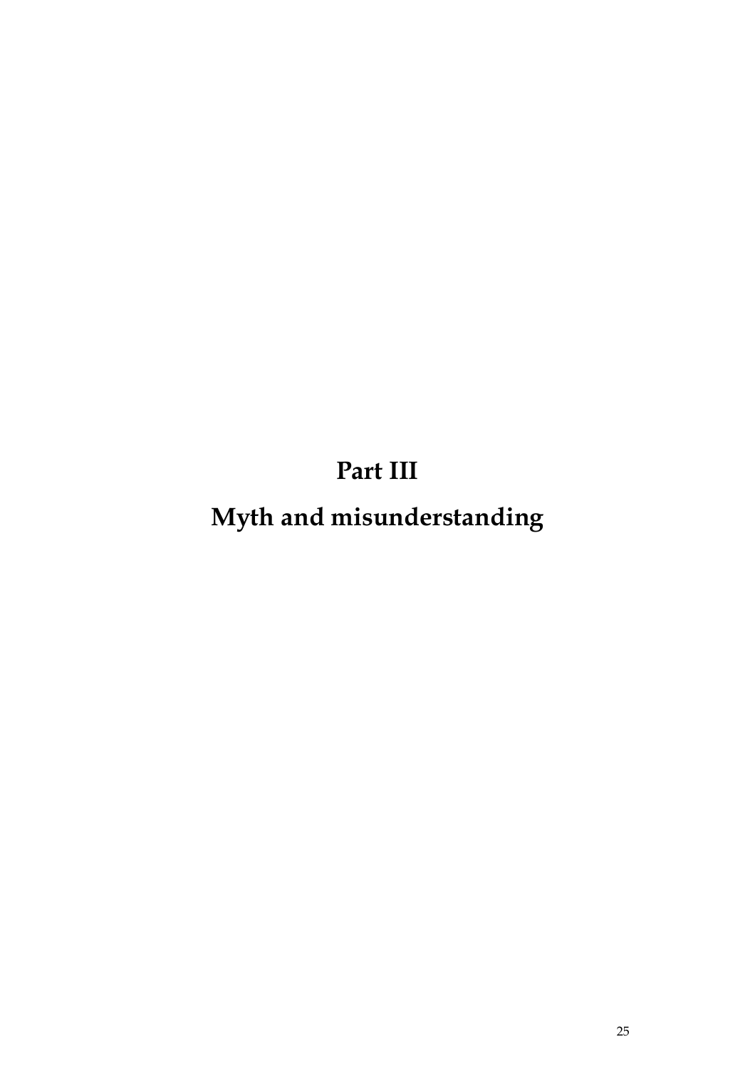# Part III

# Myth and misunderstanding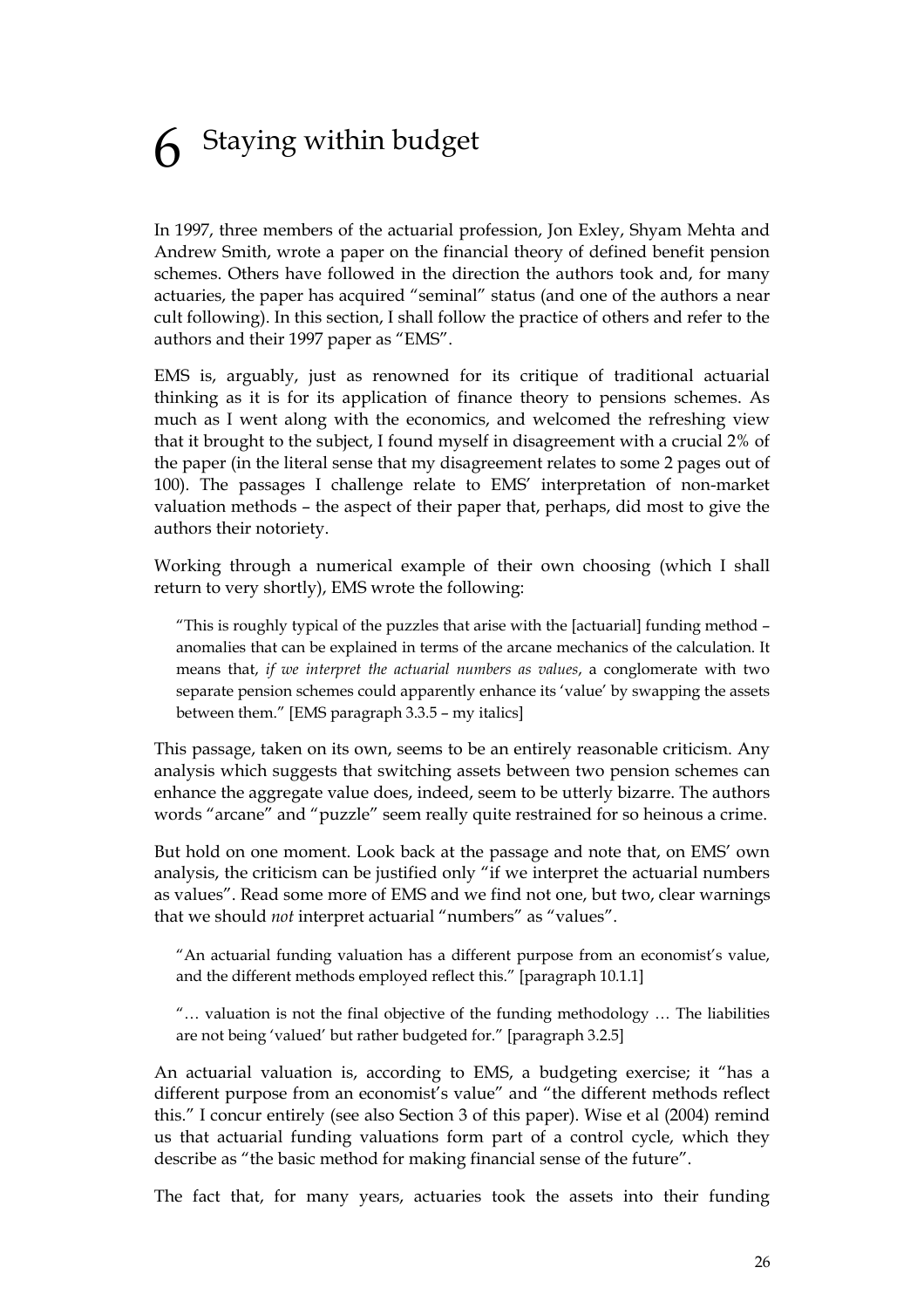# 6 Staying within budget

In 1997, three members of the actuarial profession, Jon Exley, Shyam Mehta and Andrew Smith, wrote a paper on the financial theory of defined benefit pension schemes. Others have followed in the direction the authors took and, for many actuaries, the paper has acquired "seminal" status (and one of the authors a near cult following). In this section, I shall follow the practice of others and refer to the authors and their 1997 paper as "EMS".

EMS is, arguably, just as renowned for its critique of traditional actuarial thinking as it is for its application of finance theory to pensions schemes. As much as I went along with the economics, and welcomed the refreshing view that it brought to the subject, I found myself in disagreement with a crucial 2% of the paper (in the literal sense that my disagreement relates to some 2 pages out of 100). The passages I challenge relate to EMS' interpretation of non-market valuation methods – the aspect of their paper that, perhaps, did most to give the authors their notoriety.

Working through a numerical example of their own choosing (which I shall return to very shortly), EMS wrote the following:

> "This is roughly typical of the puzzles that arise with the [actuarial] funding method – anomalies that can be explained in terms of the arcane mechanics of the calculation. It means that, *if we interpret the actuarial numbers as values*, a conglomerate with two separate pension schemes could apparently enhance its 'value' by swapping the assets between them." [EMS paragraph 3.3.5 – my italics]

This passage, taken on its own, seems to be an entirely reasonable criticism. Any analysis which suggests that switching assets between two pension schemes can enhance the aggregate value does, indeed, seem to be utterly bizarre. The authors words "arcane" and "puzzle" seem really quite restrained for so heinous a crime.

But hold on one moment. Look back at the passage and note that, on EMS' own analysis, the criticism can be justified only "if we interpret the actuarial numbers as values". Read some more of EMS and we find not one, but two, clear warnings that we should *not* interpret actuarial "numbers" as "values".

> "An actuarial funding valuation has a different purpose from an economist's value, and the different methods employed reflect this." [paragraph 10.1.1]

> "… valuation is not the final objective of the funding methodology … The liabilities are not being 'valued' but rather budgeted for." [paragraph 3.2.5]

An actuarial valuation is, according to EMS, a budgeting exercise; it "has a different purpose from an economist's value" and "the different methods reflect this." I concur entirely (see also Section 3 of this paper). Wise et al (2004) remind us that actuarial funding valuations form part of a control cycle, which they describe as "the basic method for making financial sense of the future".

The fact that, for many years, actuaries took the assets into their funding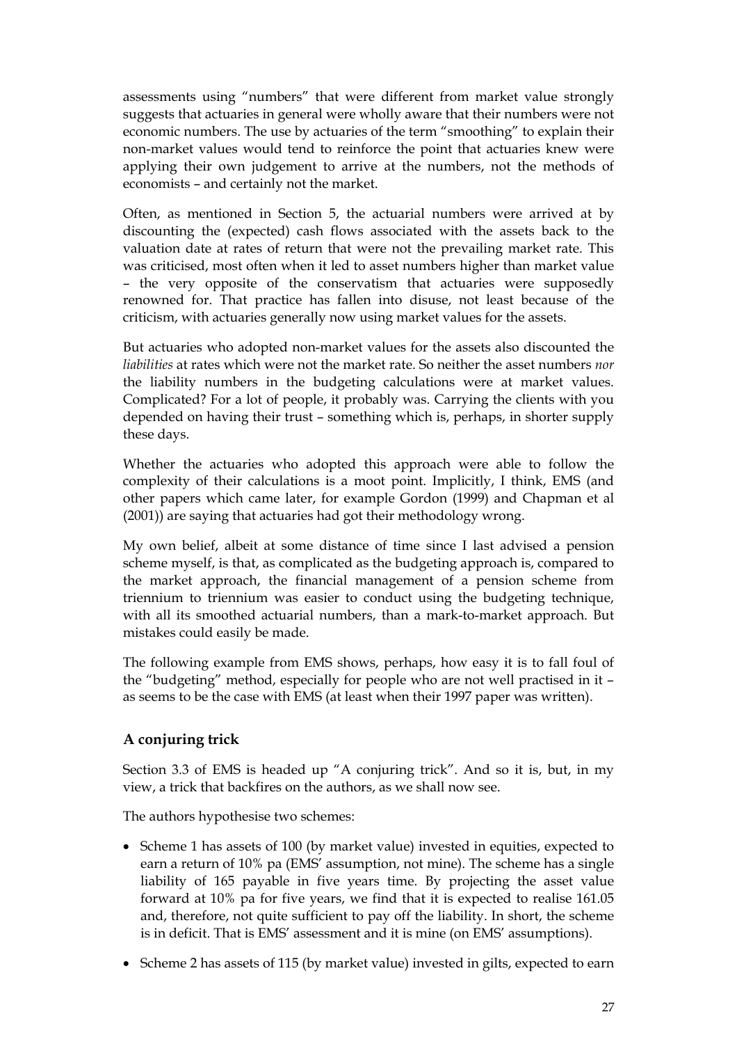assessments using "numbers" that were different from market value strongly suggests that actuaries in general were wholly aware that their numbers were not economic numbers. The use by actuaries of the term "smoothing" to explain their non-market values would tend to reinforce the point that actuaries knew were applying their own judgement to arrive at the numbers, not the methods of economists – and certainly not the market.

Often, as mentioned in Section 5, the actuarial numbers were arrived at by discounting the (expected) cash flows associated with the assets back to the valuation date at rates of return that were not the prevailing market rate. This was criticised, most often when it led to asset numbers higher than market value – the very opposite of the conservatism that actuaries were supposedly renowned for. That practice has fallen into disuse, not least because of the criticism, with actuaries generally now using market values for the assets.

But actuaries who adopted non-market values for the assets also discounted the *liabilities* at rates which were not the market rate. So neither the asset numbers *nor* the liability numbers in the budgeting calculations were at market values. Complicated? For a lot of people, it probably was. Carrying the clients with you depended on having their trust – something which is, perhaps, in shorter supply these days.

Whether the actuaries who adopted this approach were able to follow the complexity of their calculations is a moot point. Implicitly, I think, EMS (and other papers which came later, for example Gordon (1999) and Chapman et al (2001)) are saying that actuaries had got their methodology wrong.

My own belief, albeit at some distance of time since I last advised a pension scheme myself, is that, as complicated as the budgeting approach is, compared to the market approach, the financial management of a pension scheme from triennium to triennium was easier to conduct using the budgeting technique, with all its smoothed actuarial numbers, than a mark-to-market approach. But mistakes could easily be made.

The following example from EMS shows, perhaps, how easy it is to fall foul of the "budgeting" method, especially for people who are not well practised in it – as seems to be the case with EMS (at least when their 1997 paper was written).

## A conjuring trick

Section 3.3 of EMS is headed up "A conjuring trick". And so it is, but, in my view, a trick that backfires on the authors, as we shall now see.

The authors hypothesise two schemes:

- Scheme 1 has assets of 100 (by market value) invested in equities, expected to earn a return of 10% pa (EMS' assumption, not mine). The scheme has a single liability of 165 payable in five years time. By projecting the asset value forward at 10% pa for five years, we find that it is expected to realise 161.05 and, therefore, not quite sufficient to pay off the liability. In short, the scheme is in deficit. That is EMS' assessment and it is mine (on EMS' assumptions).
- Scheme 2 has assets of 115 (by market value) invested in gilts, expected to earn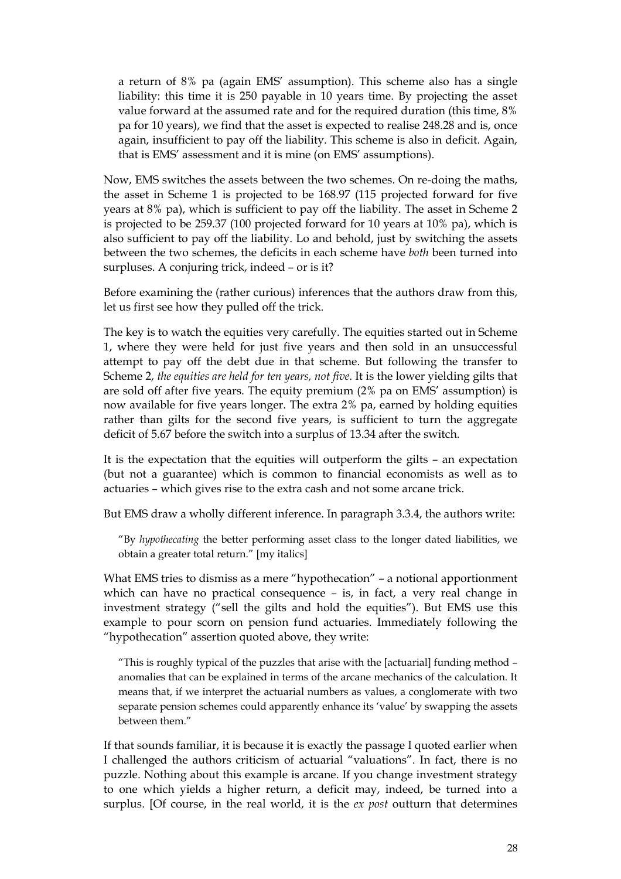a return of 8% pa (again EMS' assumption). This scheme also has a single liability: this time it is 250 payable in 10 years time. By projecting the asset value forward at the assumed rate and for the required duration (this time, 8% pa for 10 years), we find that the asset is expected to realise 248.28 and is, once again, insufficient to pay off the liability. This scheme is also in deficit. Again, that is EMS' assessment and it is mine (on EMS' assumptions).

Now, EMS switches the assets between the two schemes. On re-doing the maths, the asset in Scheme 1 is projected to be 168.97 (115 projected forward for five years at 8% pa), which is sufficient to pay off the liability. The asset in Scheme 2 is projected to be 259.37 (100 projected forward for 10 years at 10% pa), which is also sufficient to pay off the liability. Lo and behold, just by switching the assets between the two schemes, the deficits in each scheme have *both* been turned into surpluses. A conjuring trick, indeed – or is it?

Before examining the (rather curious) inferences that the authors draw from this, let us first see how they pulled off the trick.

The key is to watch the equities very carefully. The equities started out in Scheme 1, where they were held for just five years and then sold in an unsuccessful attempt to pay off the debt due in that scheme. But following the transfer to Scheme 2, *the equities are held for ten years, not five*. It is the lower yielding gilts that are sold off after five years. The equity premium (2% pa on EMS' assumption) is now available for five years longer. The extra 2% pa, earned by holding equities rather than gilts for the second five years, is sufficient to turn the aggregate deficit of 5.67 before the switch into a surplus of 13.34 after the switch.

It is the expectation that the equities will outperform the gilts – an expectation (but not a guarantee) which is common to financial economists as well as to actuaries – which gives rise to the extra cash and not some arcane trick.

But EMS draw a wholly different inference. In paragraph 3.3.4, the authors write:

> "By *hypothecating* the better performing asset class to the longer dated liabilities, we obtain a greater total return." [my italics]

What EMS tries to dismiss as a mere "hypothecation" – a notional apportionment which can have no practical consequence – is, in fact, a very real change in investment strategy ("sell the gilts and hold the equities"). But EMS use this example to pour scorn on pension fund actuaries. Immediately following the "hypothecation" assertion quoted above, they write:

> "This is roughly typical of the puzzles that arise with the [actuarial] funding method – anomalies that can be explained in terms of the arcane mechanics of the calculation. It means that, if we interpret the actuarial numbers as values, a conglomerate with two separate pension schemes could apparently enhance its 'value' by swapping the assets between them."

If that sounds familiar, it is because it is exactly the passage I quoted earlier when I challenged the authors criticism of actuarial "valuations". In fact, there is no puzzle. Nothing about this example is arcane. If you change investment strategy to one which yields a higher return, a deficit may, indeed, be turned into a surplus. [Of course, in the real world, it is the *ex post* outturn that determines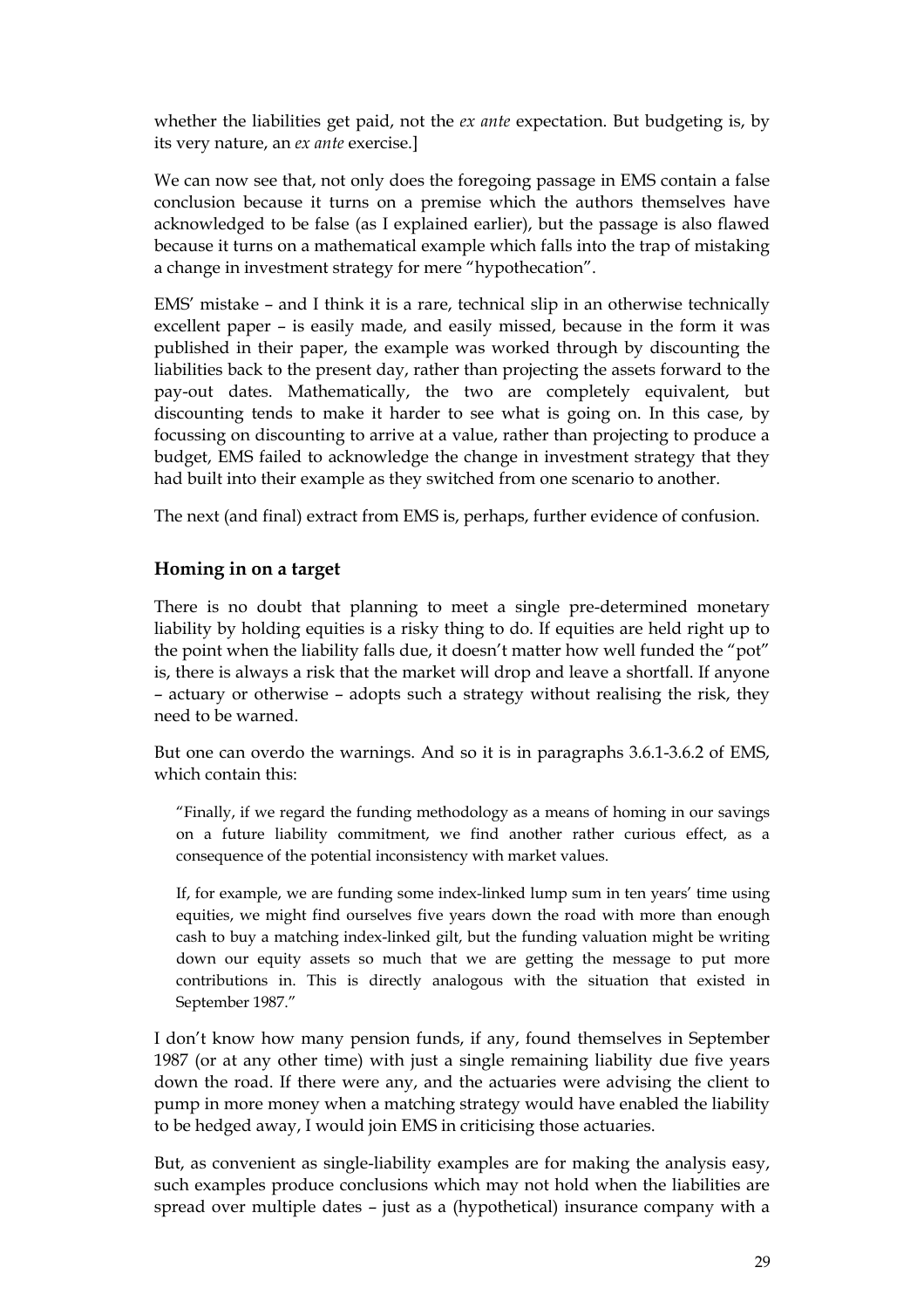whether the liabilities get paid, not the *ex ante* expectation. But budgeting is, by its very nature, an *ex ante* exercise.]

We can now see that, not only does the foregoing passage in EMS contain a false conclusion because it turns on a premise which the authors themselves have acknowledged to be false (as I explained earlier), but the passage is also flawed because it turns on a mathematical example which falls into the trap of mistaking a change in investment strategy for mere "hypothecation".

EMS' mistake – and I think it is a rare, technical slip in an otherwise technically excellent paper – is easily made, and easily missed, because in the form it was published in their paper, the example was worked through by discounting the liabilities back to the present day, rather than projecting the assets forward to the pay-out dates. Mathematically, the two are completely equivalent, but discounting tends to make it harder to see what is going on. In this case, by focussing on discounting to arrive at a value, rather than projecting to produce a budget, EMS failed to acknowledge the change in investment strategy that they had built into their example as they switched from one scenario to another.

The next (and final) extract from EMS is, perhaps, further evidence of confusion.

## Homing in on a target

There is no doubt that planning to meet a single pre-determined monetary liability by holding equities is a risky thing to do. If equities are held right up to the point when the liability falls due, it doesn't matter how well funded the "pot" is, there is always a risk that the market will drop and leave a shortfall. If anyone – actuary or otherwise – adopts such a strategy without realising the risk, they need to be warned.

But one can overdo the warnings. And so it is in paragraphs 3.6.1-3.6.2 of EMS, which contain this:

> "Finally, if we regard the funding methodology as a means of homing in our savings on a future liability commitment, we find another rather curious effect, as a consequence of the potential inconsistency with market values.
>
> If, for example, we are funding some index-linked lump sum in ten years' time using equities, we might find ourselves five years down the road with more than enough cash to buy a matching index-linked gilt, but the funding valuation might be writing down our equity assets so much that we are getting the message to put more contributions in. This is directly analogous with the situation that existed in September 1987."

I don't know how many pension funds, if any, found themselves in September 1987 (or at any other time) with just a single remaining liability due five years down the road. If there were any, and the actuaries were advising the client to pump in more money when a matching strategy would have enabled the liability to be hedged away, I would join EMS in criticising those actuaries.

But, as convenient as single-liability examples are for making the analysis easy, such examples produce conclusions which may not hold when the liabilities are spread over multiple dates – just as a (hypothetical) insurance company with a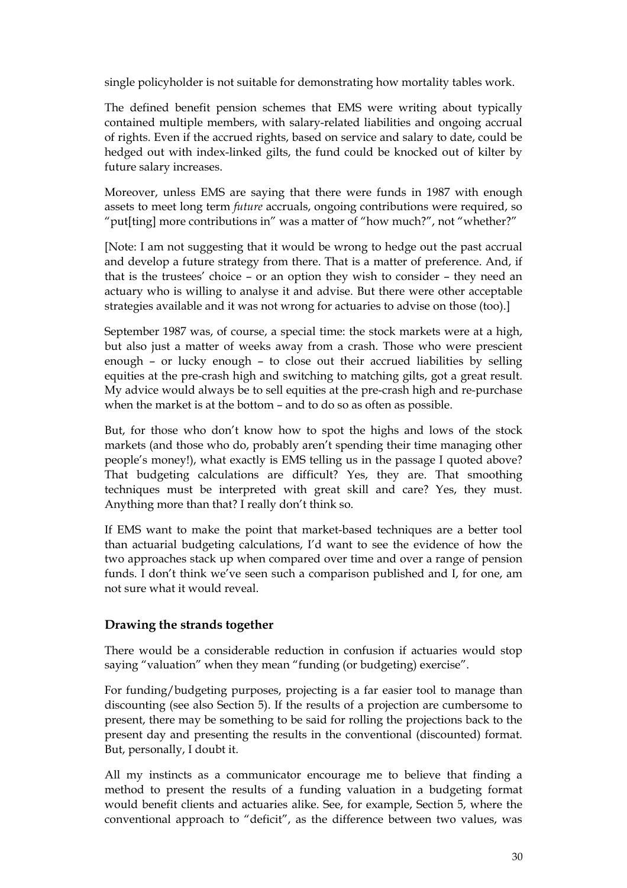single policyholder is not suitable for demonstrating how mortality tables work.

The defined benefit pension schemes that EMS were writing about typically contained multiple members, with salary-related liabilities and ongoing accrual of rights. Even if the accrued rights, based on service and salary to date, could be hedged out with index-linked gilts, the fund could be knocked out of kilter by future salary increases.

Moreover, unless EMS are saying that there were funds in 1987 with enough assets to meet long term *future* accruals, ongoing contributions were required, so "put[ting] more contributions in" was a matter of "how much?", not "whether?"

[Note: I am not suggesting that it would be wrong to hedge out the past accrual and develop a future strategy from there. That is a matter of preference. And, if that is the trustees' choice – or an option they wish to consider – they need an actuary who is willing to analyse it and advise. But there were other acceptable strategies available and it was not wrong for actuaries to advise on those (too).]

September 1987 was, of course, a special time: the stock markets were at a high, but also just a matter of weeks away from a crash. Those who were prescient enough – or lucky enough – to close out their accrued liabilities by selling equities at the pre-crash high and switching to matching gilts, got a great result. My advice would always be to sell equities at the pre-crash high and re-purchase when the market is at the bottom – and to do so as often as possible.

But, for those who don't know how to spot the highs and lows of the stock markets (and those who do, probably aren't spending their time managing other people's money!), what exactly is EMS telling us in the passage I quoted above? That budgeting calculations are difficult? Yes, they are. That smoothing techniques must be interpreted with great skill and care? Yes, they must. Anything more than that? I really don't think so.

If EMS want to make the point that market-based techniques are a better tool than actuarial budgeting calculations, I'd want to see the evidence of how the two approaches stack up when compared over time and over a range of pension funds. I don't think we've seen such a comparison published and I, for one, am not sure what it would reveal.

## Drawing the strands together

There would be a considerable reduction in confusion if actuaries would stop saying "valuation" when they mean "funding (or budgeting) exercise".

For funding/budgeting purposes, projecting is a far easier tool to manage than discounting (see also Section 5). If the results of a projection are cumbersome to present, there may be something to be said for rolling the projections back to the present day and presenting the results in the conventional (discounted) format. But, personally, I doubt it.

All my instincts as a communicator encourage me to believe that finding a method to present the results of a funding valuation in a budgeting format would benefit clients and actuaries alike. See, for example, Section 5, where the conventional approach to "deficit", as the difference between two values, was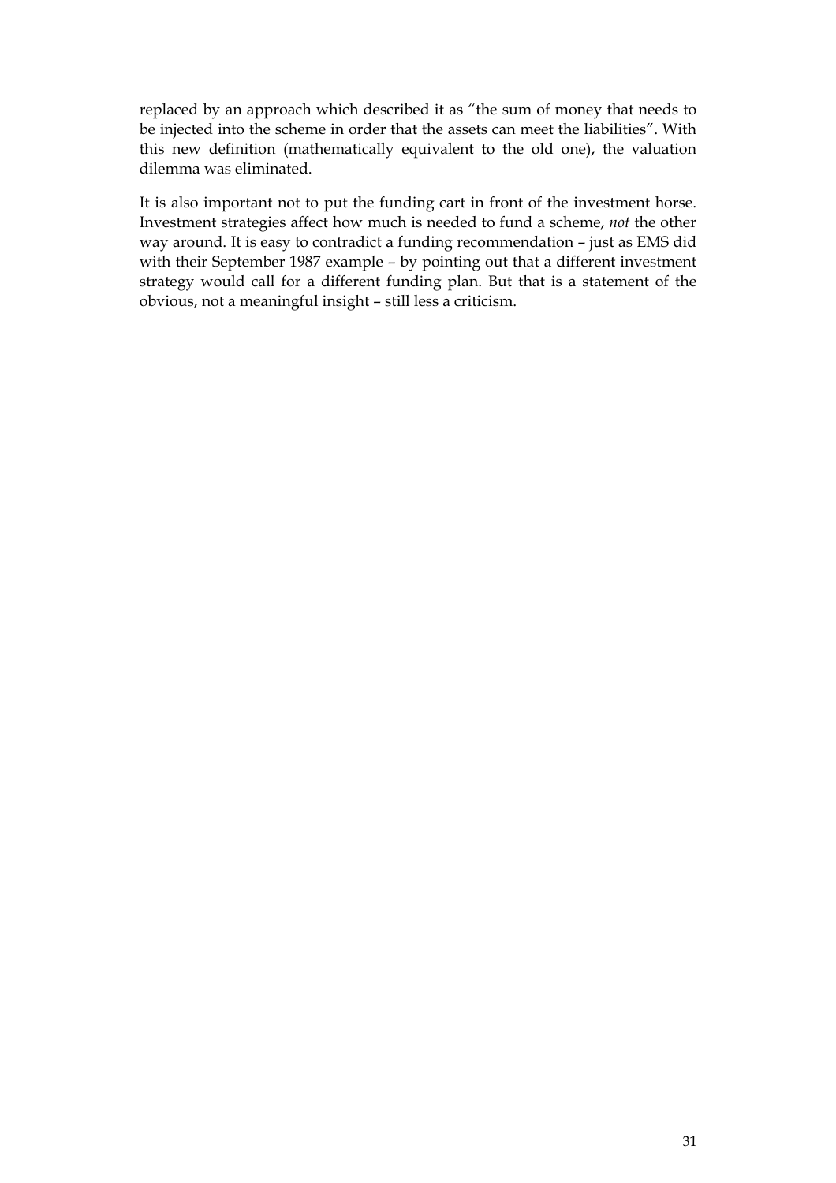replaced by an approach which described it as "the sum of money that needs to be injected into the scheme in order that the assets can meet the liabilities". With this new definition (mathematically equivalent to the old one), the valuation dilemma was eliminated.

It is also important not to put the funding cart in front of the investment horse. Investment strategies affect how much is needed to fund a scheme, *not* the other way around. It is easy to contradict a funding recommendation – just as EMS did with their September 1987 example – by pointing out that a different investment strategy would call for a different funding plan. But that is a statement of the obvious, not a meaningful insight – still less a criticism.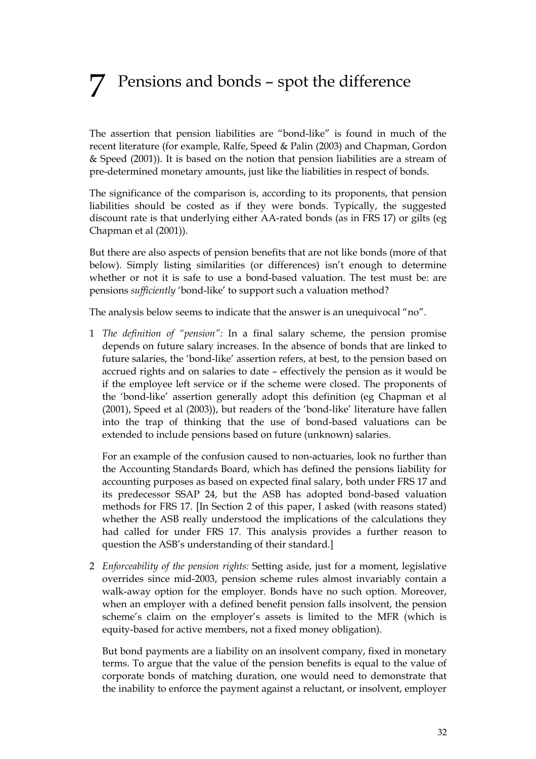# 7 Pensions and bonds – spot the difference

The assertion that pension liabilities are "bond-like" is found in much of the recent literature (for example, Ralfe, Speed & Palin (2003) and Chapman, Gordon & Speed (2001)). It is based on the notion that pension liabilities are a stream of pre-determined monetary amounts, just like the liabilities in respect of bonds.

The significance of the comparison is, according to its proponents, that pension liabilities should be costed as if they were bonds. Typically, the suggested discount rate is that underlying either AA-rated bonds (as in FRS 17) or gilts (eg Chapman et al (2001)).

But there are also aspects of pension benefits that are not like bonds (more of that below). Simply listing similarities (or differences) isn't enough to determine whether or not it is safe to use a bond-based valuation. The test must be: are pensions *sufficiently* 'bond-like' to support such a valuation method?

The analysis below seems to indicate that the answer is an unequivocal "no".

1 *The definition of "pension":* In a final salary scheme, the pension promise depends on future salary increases. In the absence of bonds that are linked to future salaries, the 'bond-like' assertion refers, at best, to the pension based on accrued rights and on salaries to date – effectively the pension as it would be if the employee left service or if the scheme were closed. The proponents of the 'bond-like' assertion generally adopt this definition (eg Chapman et al (2001), Speed et al (2003)), but readers of the 'bond-like' literature have fallen into the trap of thinking that the use of bond-based valuations can be extended to include pensions based on future (unknown) salaries.

   For an example of the confusion caused to non-actuaries, look no further than the Accounting Standards Board, which has defined the pensions liability for accounting purposes as based on expected final salary, both under FRS 17 and its predecessor SSAP 24, but the ASB has adopted bond-based valuation methods for FRS 17. [In Section 2 of this paper, I asked (with reasons stated) whether the ASB really understood the implications of the calculations they had called for under FRS 17. This analysis provides a further reason to question the ASB's understanding of their standard.]

2 *Enforceability of the pension rights:* Setting aside, just for a moment, legislative overrides since mid-2003, pension scheme rules almost invariably contain a walk-away option for the employer. Bonds have no such option. Moreover, when an employer with a defined benefit pension falls insolvent, the pension scheme's claim on the employer's assets is limited to the MFR (which is equity-based for active members, not a fixed money obligation).

   But bond payments are a liability on an insolvent company, fixed in monetary terms. To argue that the value of the pension benefits is equal to the value of corporate bonds of matching duration, one would need to demonstrate that the inability to enforce the payment against a reluctant, or insolvent, employer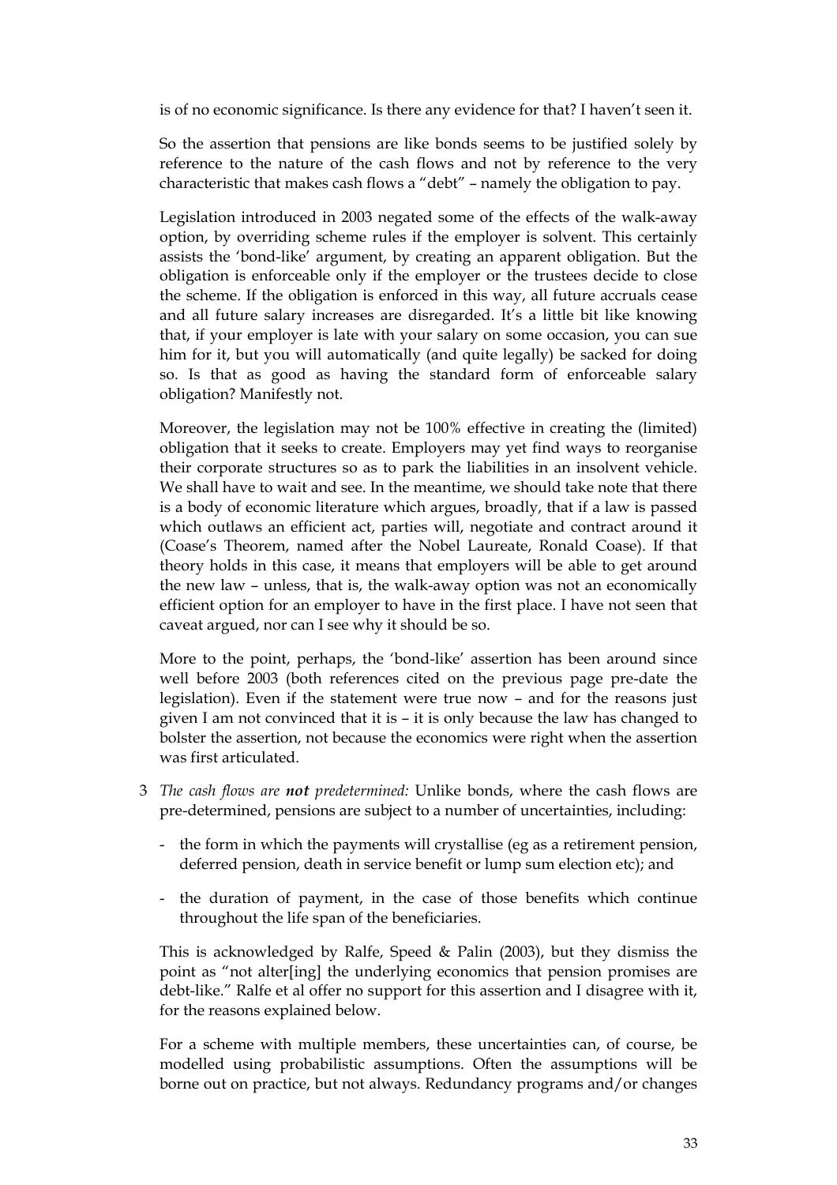is of no economic significance. Is there any evidence for that? I haven't seen it.

So the assertion that pensions are like bonds seems to be justified solely by reference to the nature of the cash flows and not by reference to the very characteristic that makes cash flows a "debt" – namely the obligation to pay.

Legislation introduced in 2003 negated some of the effects of the walk-away option, by overriding scheme rules if the employer is solvent. This certainly assists the 'bond-like' argument, by creating an apparent obligation. But the obligation is enforceable only if the employer or the trustees decide to close the scheme. If the obligation is enforced in this way, all future accruals cease and all future salary increases are disregarded. It's a little bit like knowing that, if your employer is late with your salary on some occasion, you can sue him for it, but you will automatically (and quite legally) be sacked for doing so. Is that as good as having the standard form of enforceable salary obligation? Manifestly not.

Moreover, the legislation may not be 100% effective in creating the (limited) obligation that it seeks to create. Employers may yet find ways to reorganise their corporate structures so as to park the liabilities in an insolvent vehicle. We shall have to wait and see. In the meantime, we should take note that there is a body of economic literature which argues, broadly, that if a law is passed which outlaws an efficient act, parties will, negotiate and contract around it (Coase's Theorem, named after the Nobel Laureate, Ronald Coase). If that theory holds in this case, it means that employers will be able to get around the new law – unless, that is, the walk-away option was not an economically efficient option for an employer to have in the first place. I have not seen that caveat argued, nor can I see why it should be so.

More to the point, perhaps, the 'bond-like' assertion has been around since well before 2003 (both references cited on the previous page pre-date the legislation). Even if the statement were true now – and for the reasons just given I am not convinced that it is – it is only because the law has changed to bolster the assertion, not because the economics were right when the assertion was first articulated.

3 *The cash flows are **not** predetermined:* Unlike bonds, where the cash flows are pre-determined, pensions are subject to a number of uncertainties, including:

   - the form in which the payments will crystallise (eg as a retirement pension, deferred pension, death in service benefit or lump sum election etc); and

   - the duration of payment, in the case of those benefits which continue throughout the life span of the beneficiaries.

   This is acknowledged by Ralfe, Speed & Palin (2003), but they dismiss the point as "not alter[ing] the underlying economics that pension promises are debt-like." Ralfe et al offer no support for this assertion and I disagree with it, for the reasons explained below.

   For a scheme with multiple members, these uncertainties can, of course, be modelled using probabilistic assumptions. Often the assumptions will be borne out on practice, but not always. Redundancy programs and/or changes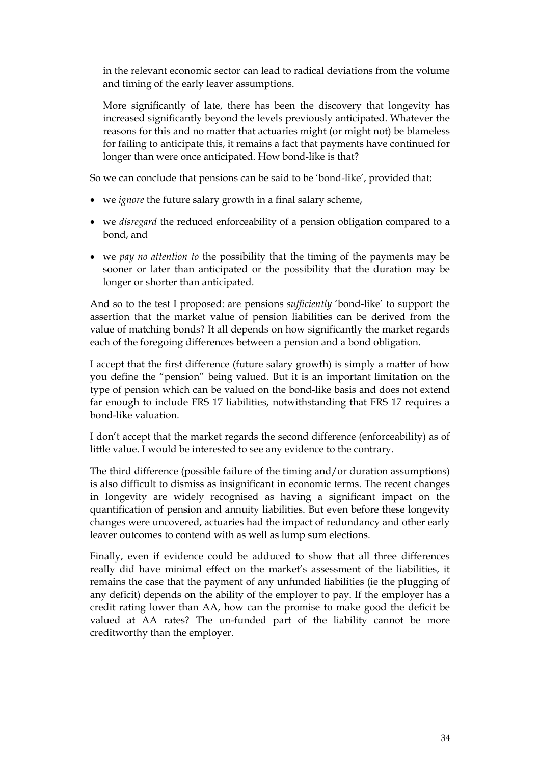in the relevant economic sector can lead to radical deviations from the volume and timing of the early leaver assumptions.

More significantly of late, there has been the discovery that longevity has increased significantly beyond the levels previously anticipated. Whatever the reasons for this and no matter that actuaries might (or might not) be blameless for failing to anticipate this, it remains a fact that payments have continued for longer than were once anticipated. How bond-like is that?

So we can conclude that pensions can be said to be 'bond-like', provided that:

- we *ignore* the future salary growth in a final salary scheme,
- we *disregard* the reduced enforceability of a pension obligation compared to a bond, and
- we *pay no attention to* the possibility that the timing of the payments may be sooner or later than anticipated or the possibility that the duration may be longer or shorter than anticipated.

And so to the test I proposed: are pensions *sufficiently* 'bond-like' to support the assertion that the market value of pension liabilities can be derived from the value of matching bonds? It all depends on how significantly the market regards each of the foregoing differences between a pension and a bond obligation.

I accept that the first difference (future salary growth) is simply a matter of how you define the "pension" being valued. But it is an important limitation on the type of pension which can be valued on the bond-like basis and does not extend far enough to include FRS 17 liabilities, notwithstanding that FRS 17 requires a bond-like valuation.

I don't accept that the market regards the second difference (enforceability) as of little value. I would be interested to see any evidence to the contrary.

The third difference (possible failure of the timing and/or duration assumptions) is also difficult to dismiss as insignificant in economic terms. The recent changes in longevity are widely recognised as having a significant impact on the quantification of pension and annuity liabilities. But even before these longevity changes were uncovered, actuaries had the impact of redundancy and other early leaver outcomes to contend with as well as lump sum elections.

Finally, even if evidence could be adduced to show that all three differences really did have minimal effect on the market's assessment of the liabilities, it remains the case that the payment of any unfunded liabilities (ie the plugging of any deficit) depends on the ability of the employer to pay. If the employer has a credit rating lower than AA, how can the promise to make good the deficit be valued at AA rates? The un-funded part of the liability cannot be more creditworthy than the employer.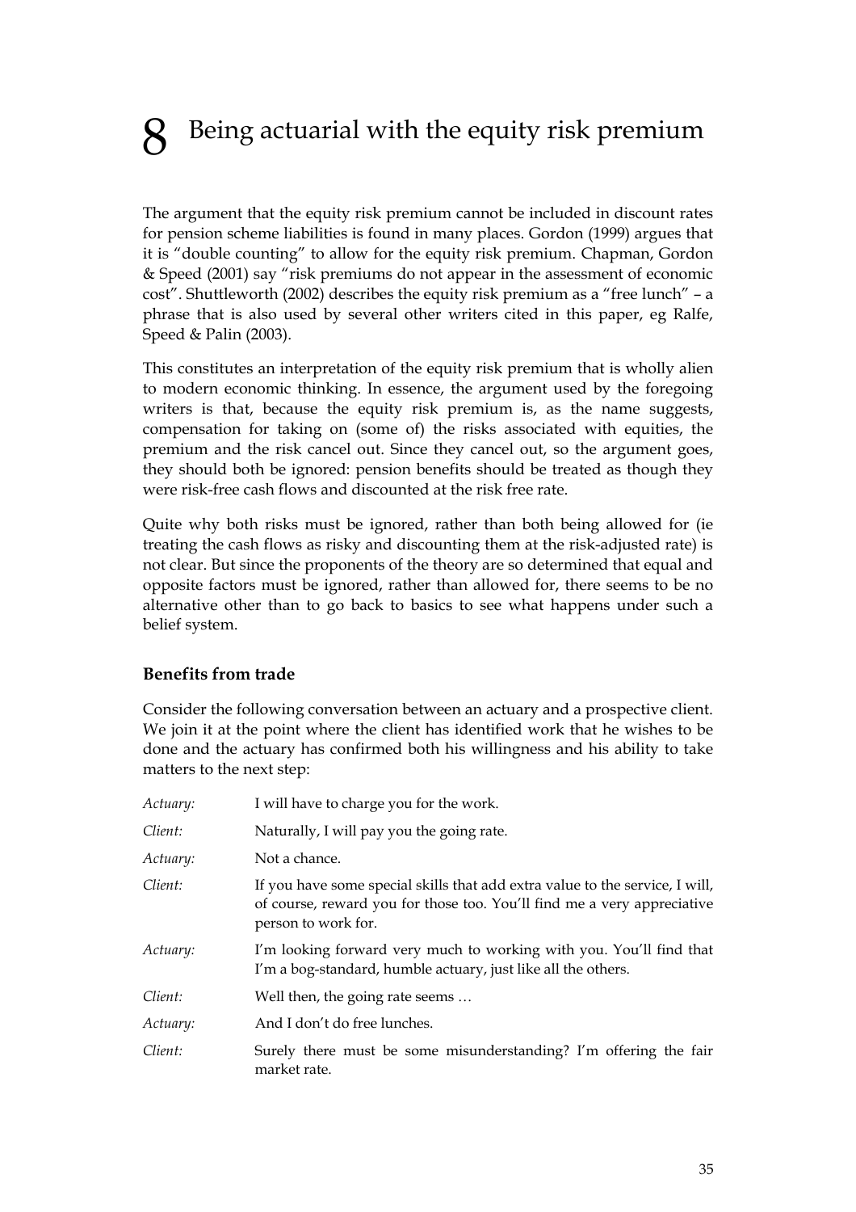# 8 Being actuarial with the equity risk premium

The argument that the equity risk premium cannot be included in discount rates for pension scheme liabilities is found in many places. Gordon (1999) argues that it is "double counting" to allow for the equity risk premium. Chapman, Gordon & Speed (2001) say "risk premiums do not appear in the assessment of economic cost". Shuttleworth (2002) describes the equity risk premium as a "free lunch" – a phrase that is also used by several other writers cited in this paper, eg Ralfe, Speed & Palin (2003).

This constitutes an interpretation of the equity risk premium that is wholly alien to modern economic thinking. In essence, the argument used by the foregoing writers is that, because the equity risk premium is, as the name suggests, compensation for taking on (some of) the risks associated with equities, the premium and the risk cancel out. Since they cancel out, so the argument goes, they should both be ignored: pension benefits should be treated as though they were risk-free cash flows and discounted at the risk free rate.

Quite why both risks must be ignored, rather than both being allowed for (ie treating the cash flows as risky and discounting them at the risk-adjusted rate) is not clear. But since the proponents of the theory are so determined that equal and opposite factors must be ignored, rather than allowed for, there seems to be no alternative other than to go back to basics to see what happens under such a belief system.

### Benefits from trade

Consider the following conversation between an actuary and a prospective client. We join it at the point where the client has identified work that he wishes to be done and the actuary has confirmed both his willingness and his ability to take matters to the next step:

*Actuary:* I will have to charge you for the work.

*Client:* Naturally, I will pay you the going rate.

*Actuary:* Not a chance.

*Client:* If you have some special skills that add extra value to the service, I will, of course, reward you for those too. You'll find me a very appreciative person to work for.

*Actuary:* I'm looking forward very much to working with you. You'll find that I'm a bog-standard, humble actuary, just like all the others.

*Client:* Well then, the going rate seems …

*Actuary:* And I don't do free lunches.

*Client:* Surely there must be some misunderstanding? I'm offering the fair market rate.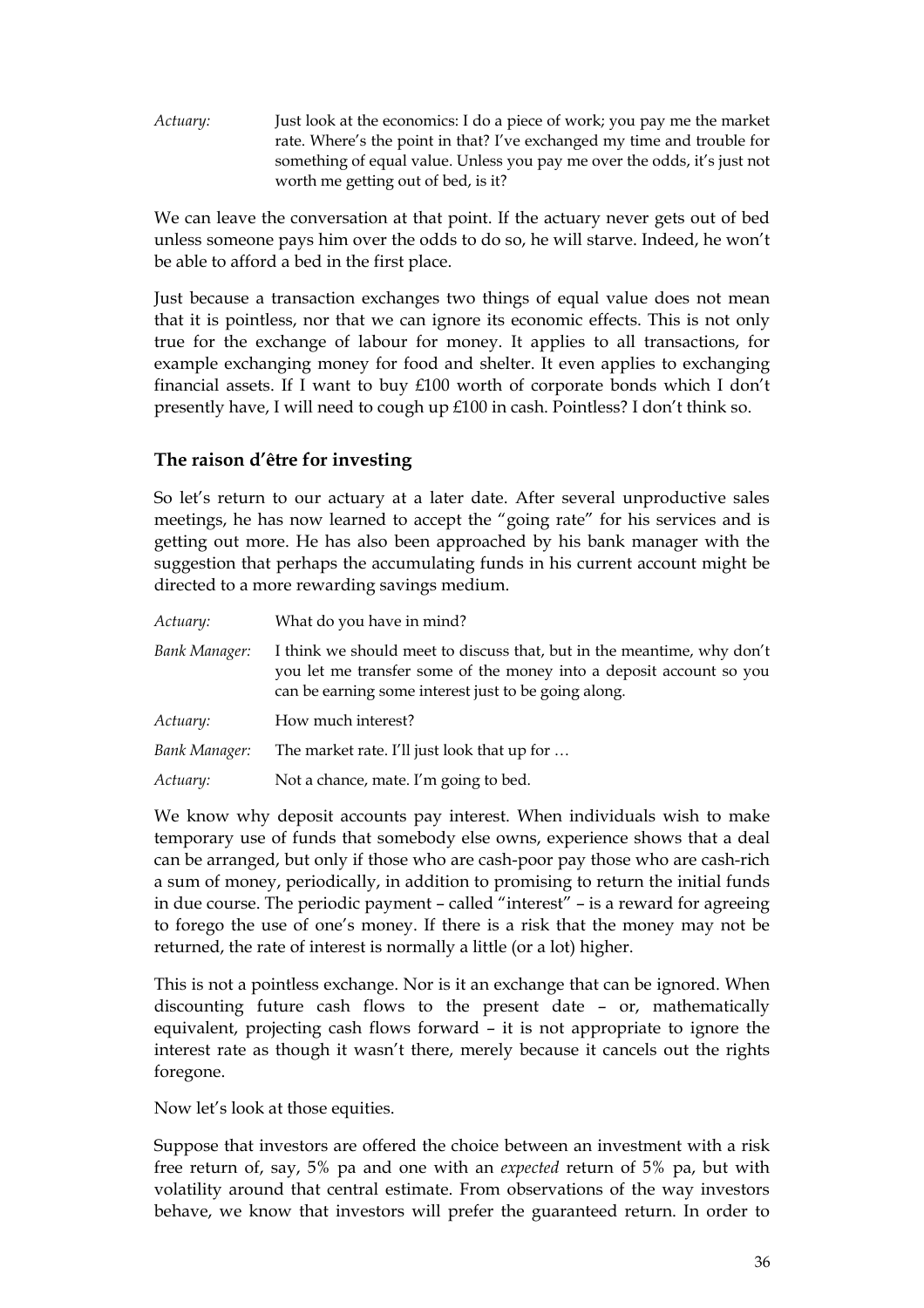*Actuary:* Just look at the economics: I do a piece of work; you pay me the market rate. Where's the point in that? I've exchanged my time and trouble for something of equal value. Unless you pay me over the odds, it's just not worth me getting out of bed, is it?

We can leave the conversation at that point. If the actuary never gets out of bed unless someone pays him over the odds to do so, he will starve. Indeed, he won't be able to afford a bed in the first place.

Just because a transaction exchanges two things of equal value does not mean that it is pointless, nor that we can ignore its economic effects. This is not only true for the exchange of labour for money. It applies to all transactions, for example exchanging money for food and shelter. It even applies to exchanging financial assets. If I want to buy £100 worth of corporate bonds which I don't presently have, I will need to cough up £100 in cash. Pointless? I don't think so.

## The raison d'être for investing

So let's return to our actuary at a later date. After several unproductive sales meetings, he has now learned to accept the "going rate" for his services and is getting out more. He has also been approached by his bank manager with the suggestion that perhaps the accumulating funds in his current account might be directed to a more rewarding savings medium.

*Actuary:* What do you have in mind?

*Bank Manager:* I think we should meet to discuss that, but in the meantime, why don't you let me transfer some of the money into a deposit account so you can be earning some interest just to be going along.

*Actuary:* How much interest?

*Bank Manager:* The market rate. I'll just look that up for …

*Actuary:* Not a chance, mate. I'm going to bed.

We know why deposit accounts pay interest. When individuals wish to make temporary use of funds that somebody else owns, experience shows that a deal can be arranged, but only if those who are cash-poor pay those who are cash-rich a sum of money, periodically, in addition to promising to return the initial funds in due course. The periodic payment – called "interest" – is a reward for agreeing to forego the use of one's money. If there is a risk that the money may not be returned, the rate of interest is normally a little (or a lot) higher.

This is not a pointless exchange. Nor is it an exchange that can be ignored. When discounting future cash flows to the present date – or, mathematically equivalent, projecting cash flows forward – it is not appropriate to ignore the interest rate as though it wasn't there, merely because it cancels out the rights foregone.

Now let's look at those equities.

Suppose that investors are offered the choice between an investment with a risk free return of, say, 5% pa and one with an *expected* return of 5% pa, but with volatility around that central estimate. From observations of the way investors behave, we know that investors will prefer the guaranteed return. In order to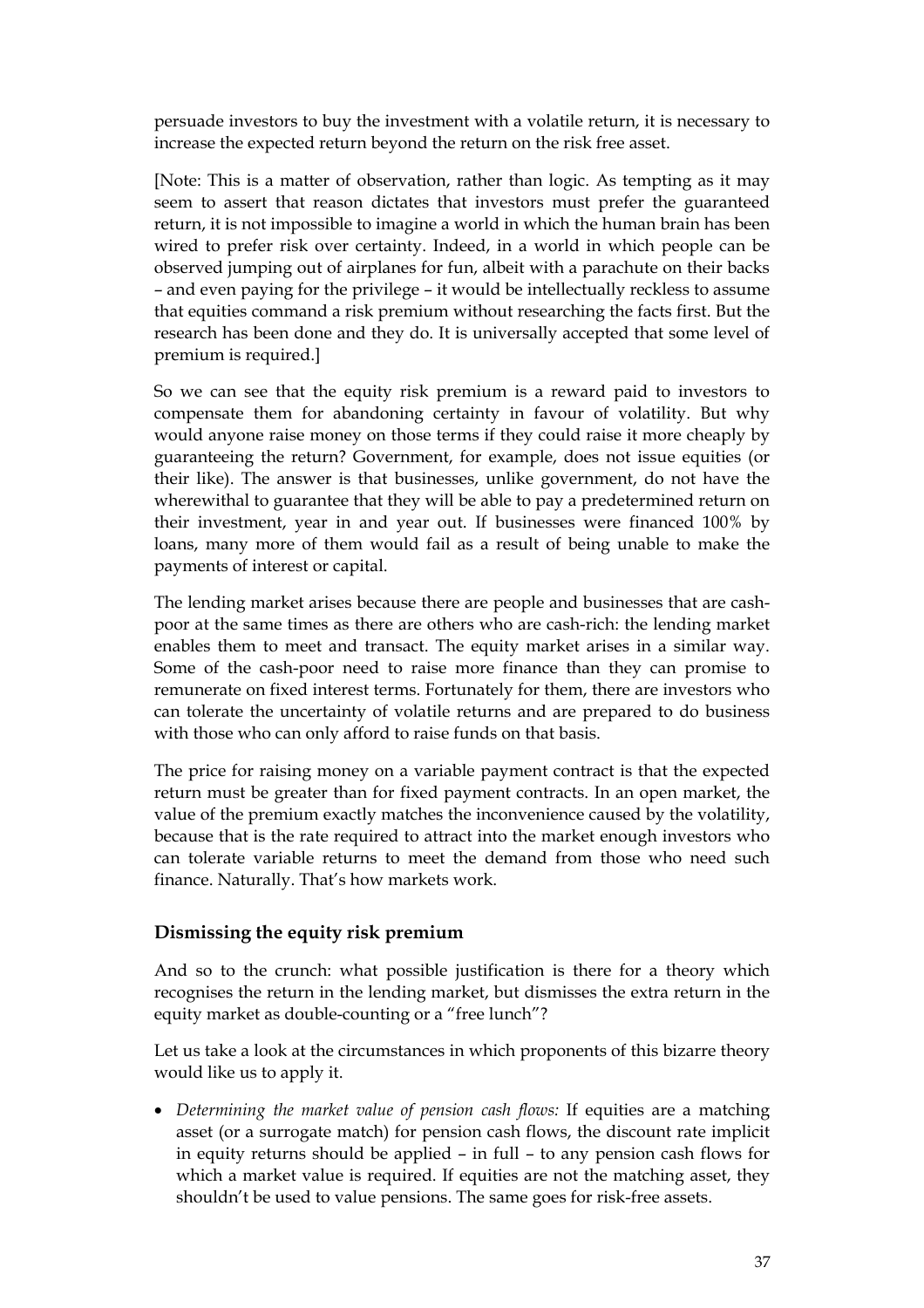persuade investors to buy the investment with a volatile return, it is necessary to increase the expected return beyond the return on the risk free asset.

[Note: This is a matter of observation, rather than logic. As tempting as it may seem to assert that reason dictates that investors must prefer the guaranteed return, it is not impossible to imagine a world in which the human brain has been wired to prefer risk over certainty. Indeed, in a world in which people can be observed jumping out of airplanes for fun, albeit with a parachute on their backs – and even paying for the privilege – it would be intellectually reckless to assume that equities command a risk premium without researching the facts first. But the research has been done and they do. It is universally accepted that some level of premium is required.]

So we can see that the equity risk premium is a reward paid to investors to compensate them for abandoning certainty in favour of volatility. But why would anyone raise money on those terms if they could raise it more cheaply by guaranteeing the return? Government, for example, does not issue equities (or their like). The answer is that businesses, unlike government, do not have the wherewithal to guarantee that they will be able to pay a predetermined return on their investment, year in and year out. If businesses were financed 100% by loans, many more of them would fail as a result of being unable to make the payments of interest or capital.

The lending market arises because there are people and businesses that are cash-poor at the same times as there are others who are cash-rich: the lending market enables them to meet and transact. The equity market arises in a similar way. Some of the cash-poor need to raise more finance than they can promise to remunerate on fixed interest terms. Fortunately for them, there are investors who can tolerate the uncertainty of volatile returns and are prepared to do business with those who can only afford to raise funds on that basis.

The price for raising money on a variable payment contract is that the expected return must be greater than for fixed payment contracts. In an open market, the value of the premium exactly matches the inconvenience caused by the volatility, because that is the rate required to attract into the market enough investors who can tolerate variable returns to meet the demand from those who need such finance. Naturally. That's how markets work.

### Dismissing the equity risk premium

And so to the crunch: what possible justification is there for a theory which recognises the return in the lending market, but dismisses the extra return in the equity market as double-counting or a "free lunch"?

Let us take a look at the circumstances in which proponents of this bizarre theory would like us to apply it.

- *Determining the market value of pension cash flows:* If equities are a matching asset (or a surrogate match) for pension cash flows, the discount rate implicit in equity returns should be applied – in full – to any pension cash flows for which a market value is required. If equities are not the matching asset, they shouldn't be used to value pensions. The same goes for risk-free assets.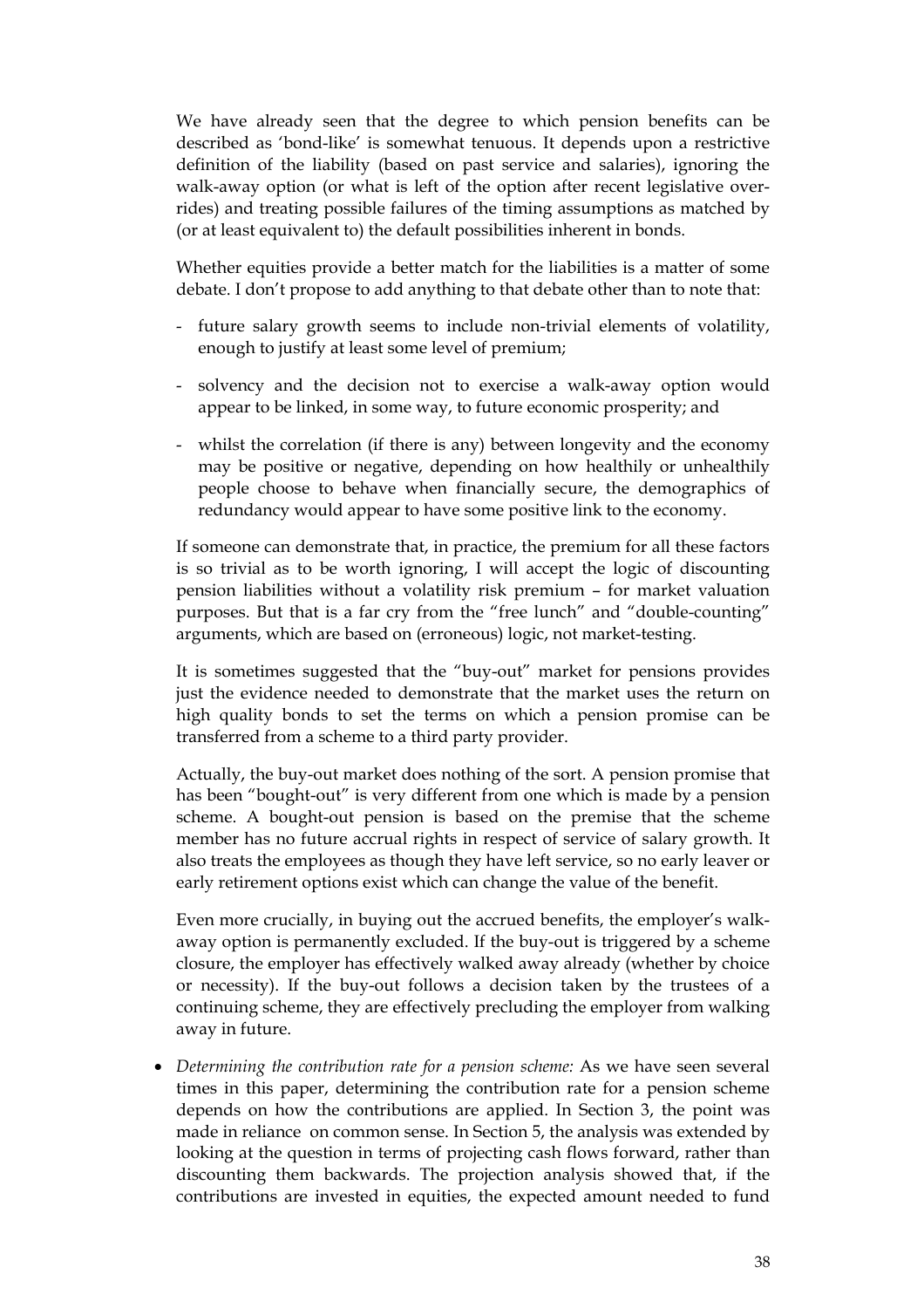We have already seen that the degree to which pension benefits can be described as 'bond-like' is somewhat tenuous. It depends upon a restrictive definition of the liability (based on past service and salaries), ignoring the walk-away option (or what is left of the option after recent legislative over-rides) and treating possible failures of the timing assumptions as matched by (or at least equivalent to) the default possibilities inherent in bonds.

Whether equities provide a better match for the liabilities is a matter of some debate. I don't propose to add anything to that debate other than to note that:

- future salary growth seems to include non-trivial elements of volatility, enough to justify at least some level of premium;
- solvency and the decision not to exercise a walk-away option would appear to be linked, in some way, to future economic prosperity; and
- whilst the correlation (if there is any) between longevity and the economy may be positive or negative, depending on how healthily or unhealthily people choose to behave when financially secure, the demographics of redundancy would appear to have some positive link to the economy.

If someone can demonstrate that, in practice, the premium for all these factors is so trivial as to be worth ignoring, I will accept the logic of discounting pension liabilities without a volatility risk premium – for market valuation purposes. But that is a far cry from the "free lunch" and "double-counting" arguments, which are based on (erroneous) logic, not market-testing.

It is sometimes suggested that the "buy-out" market for pensions provides just the evidence needed to demonstrate that the market uses the return on high quality bonds to set the terms on which a pension promise can be transferred from a scheme to a third party provider.

Actually, the buy-out market does nothing of the sort. A pension promise that has been "bought-out" is very different from one which is made by a pension scheme. A bought-out pension is based on the premise that the scheme member has no future accrual rights in respect of service of salary growth. It also treats the employees as though they have left service, so no early leaver or early retirement options exist which can change the value of the benefit.

Even more crucially, in buying out the accrued benefits, the employer's walk-away option is permanently excluded. If the buy-out is triggered by a scheme closure, the employer has effectively walked away already (whether by choice or necessity). If the buy-out follows a decision taken by the trustees of a continuing scheme, they are effectively precluding the employer from walking away in future.

- *Determining the contribution rate for a pension scheme:* As we have seen several times in this paper, determining the contribution rate for a pension scheme depends on how the contributions are applied. In Section 3, the point was made in reliance on common sense. In Section 5, the analysis was extended by looking at the question in terms of projecting cash flows forward, rather than discounting them backwards. The projection analysis showed that, if the contributions are invested in equities, the expected amount needed to fund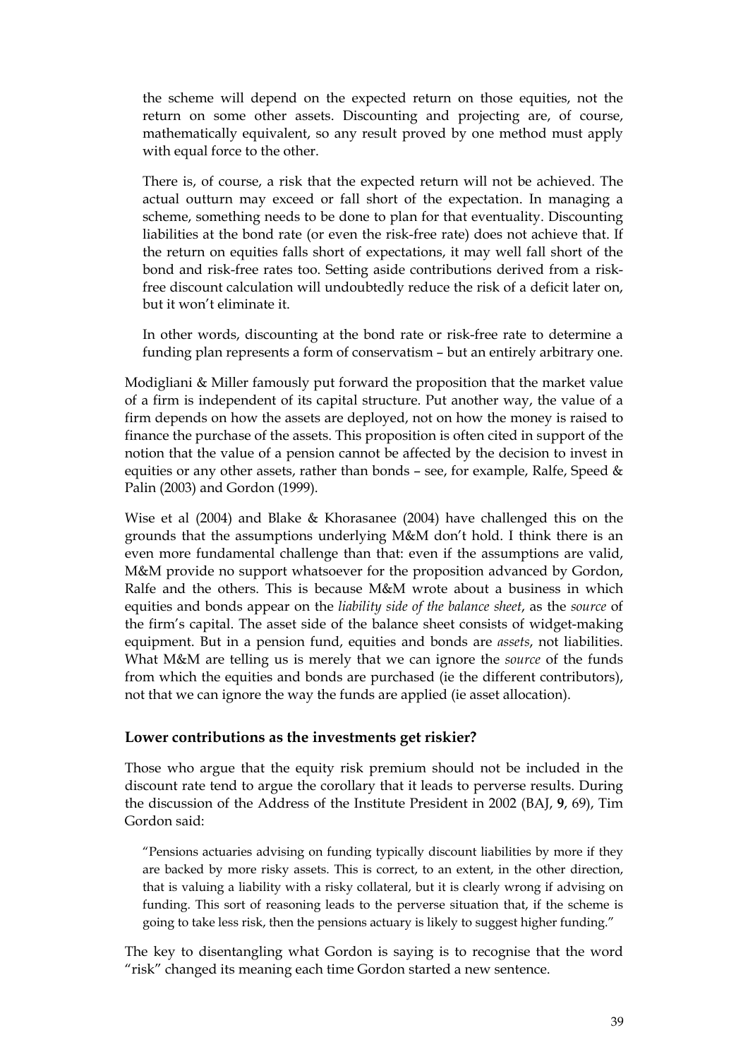the scheme will depend on the expected return on those equities, not the return on some other assets. Discounting and projecting are, of course, mathematically equivalent, so any result proved by one method must apply with equal force to the other.

> There is, of course, a risk that the expected return will not be achieved. The actual outturn may exceed or fall short of the expectation. In managing a scheme, something needs to be done to plan for that eventuality. Discounting liabilities at the bond rate (or even the risk-free rate) does not achieve that. If the return on equities falls short of expectations, it may well fall short of the bond and risk-free rates too. Setting aside contributions derived from a risk-free discount calculation will undoubtedly reduce the risk of a deficit later on, but it won't eliminate it.
>
> In other words, discounting at the bond rate or risk-free rate to determine a funding plan represents a form of conservatism – but an entirely arbitrary one.

Modigliani & Miller famously put forward the proposition that the market value of a firm is independent of its capital structure. Put another way, the value of a firm depends on how the assets are deployed, not on how the money is raised to finance the purchase of the assets. This proposition is often cited in support of the notion that the value of a pension cannot be affected by the decision to invest in equities or any other assets, rather than bonds – see, for example, Ralfe, Speed & Palin (2003) and Gordon (1999).

Wise et al (2004) and Blake & Khorasanee (2004) have challenged this on the grounds that the assumptions underlying M&M don't hold. I think there is an even more fundamental challenge than that: even if the assumptions are valid, M&M provide no support whatsoever for the proposition advanced by Gordon, Ralfe and the others. This is because M&M wrote about a business in which equities and bonds appear on the *liability side of the balance sheet*, as the *source* of the firm's capital. The asset side of the balance sheet consists of widget-making equipment. But in a pension fund, equities and bonds are *assets*, not liabilities. What M&M are telling us is merely that we can ignore the *source* of the funds from which the equities and bonds are purchased (ie the different contributors), not that we can ignore the way the funds are applied (ie asset allocation).

### Lower contributions as the investments get riskier?

Those who argue that the equity risk premium should not be included in the discount rate tend to argue the corollary that it leads to perverse results. During the discussion of the Address of the Institute President in 2002 (BAJ, **9**, 69), Tim Gordon said:

> "Pensions actuaries advising on funding typically discount liabilities by more if they are backed by more risky assets. This is correct, to an extent, in the other direction, that is valuing a liability with a risky collateral, but it is clearly wrong if advising on funding. This sort of reasoning leads to the perverse situation that, if the scheme is going to take less risk, then the pensions actuary is likely to suggest higher funding."

The key to disentangling what Gordon is saying is to recognise that the word "risk" changed its meaning each time Gordon started a new sentence.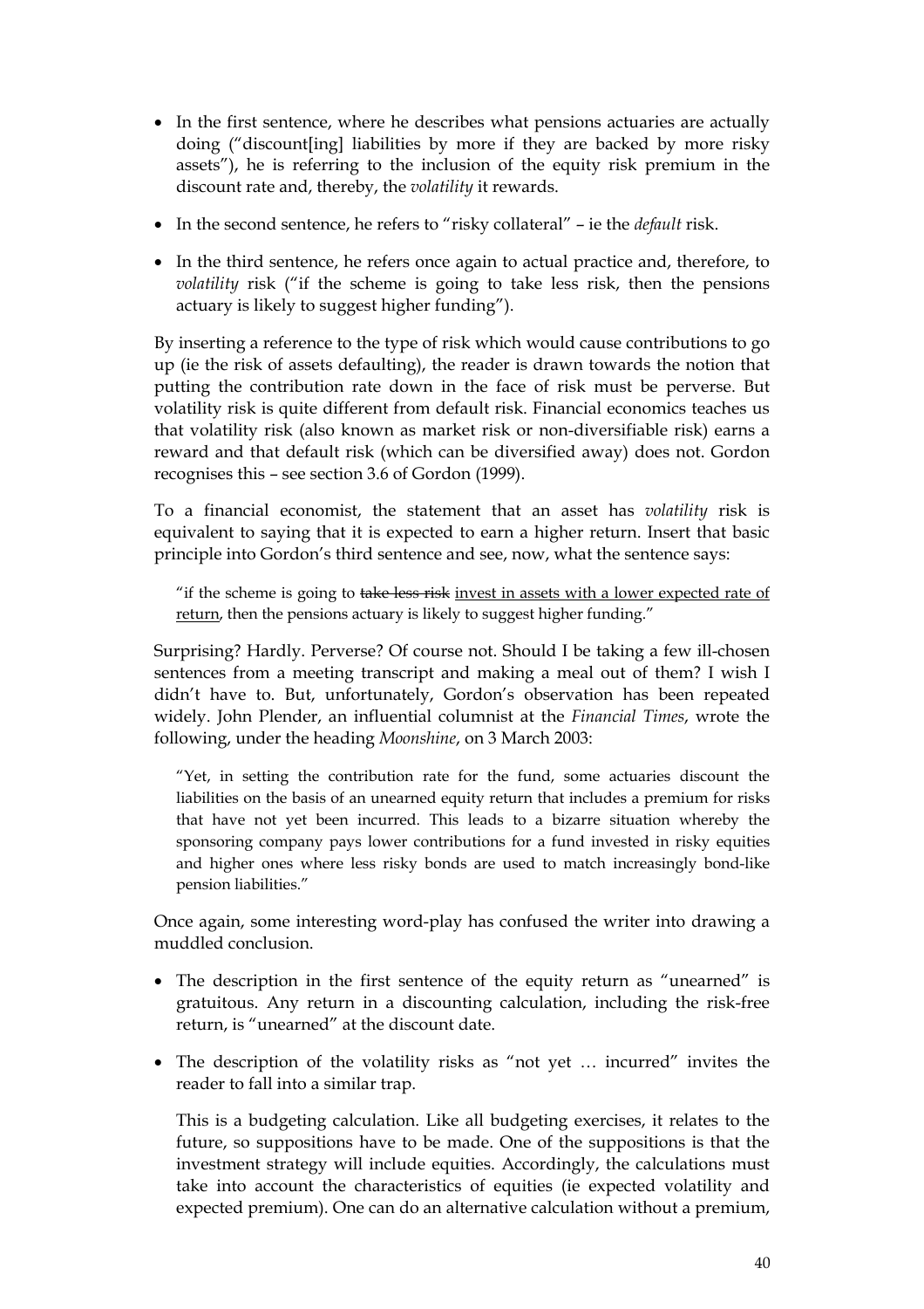- In the first sentence, where he describes what pensions actuaries are actually doing ("discount[ing] liabilities by more if they are backed by more risky assets"), he is referring to the inclusion of the equity risk premium in the discount rate and, thereby, the *volatility* it rewards.
- In the second sentence, he refers to "risky collateral" – ie the *default* risk.
- In the third sentence, he refers once again to actual practice and, therefore, to *volatility* risk ("if the scheme is going to take less risk, then the pensions actuary is likely to suggest higher funding").

By inserting a reference to the type of risk which would cause contributions to go up (ie the risk of assets defaulting), the reader is drawn towards the notion that putting the contribution rate down in the face of risk must be perverse. But volatility risk is quite different from default risk. Financial economics teaches us that volatility risk (also known as market risk or non-diversifiable risk) earns a reward and that default risk (which can be diversified away) does not. Gordon recognises this – see section 3.6 of Gordon (1999).

To a financial economist, the statement that an asset has *volatility* risk is equivalent to saying that it is expected to earn a higher return. Insert that basic principle into Gordon's third sentence and see, now, what the sentence says:

> "if the scheme is going to ~~take less risk~~ <u>invest in assets with a lower expected rate of return</u>, then the pensions actuary is likely to suggest higher funding."

Surprising? Hardly. Perverse? Of course not. Should I be taking a few ill-chosen sentences from a meeting transcript and making a meal out of them? I wish I didn't have to. But, unfortunately, Gordon's observation has been repeated widely. John Plender, an influential columnist at the *Financial Times*, wrote the following, under the heading *Moonshine*, on 3 March 2003:

> "Yet, in setting the contribution rate for the fund, some actuaries discount the liabilities on the basis of an unearned equity return that includes a premium for risks that have not yet been incurred. This leads to a bizarre situation whereby the sponsoring company pays lower contributions for a fund invested in risky equities and higher ones where less risky bonds are used to match increasingly bond-like pension liabilities."

Once again, some interesting word-play has confused the writer into drawing a muddled conclusion.

- The description in the first sentence of the equity return as "unearned" is gratuitous. Any return in a discounting calculation, including the risk-free return, is "unearned" at the discount date.
- The description of the volatility risks as "not yet … incurred" invites the reader to fall into a similar trap.

  This is a budgeting calculation. Like all budgeting exercises, it relates to the future, so suppositions have to be made. One of the suppositions is that the investment strategy will include equities. Accordingly, the calculations must take into account the characteristics of equities (ie expected volatility and expected premium). One can do an alternative calculation without a premium,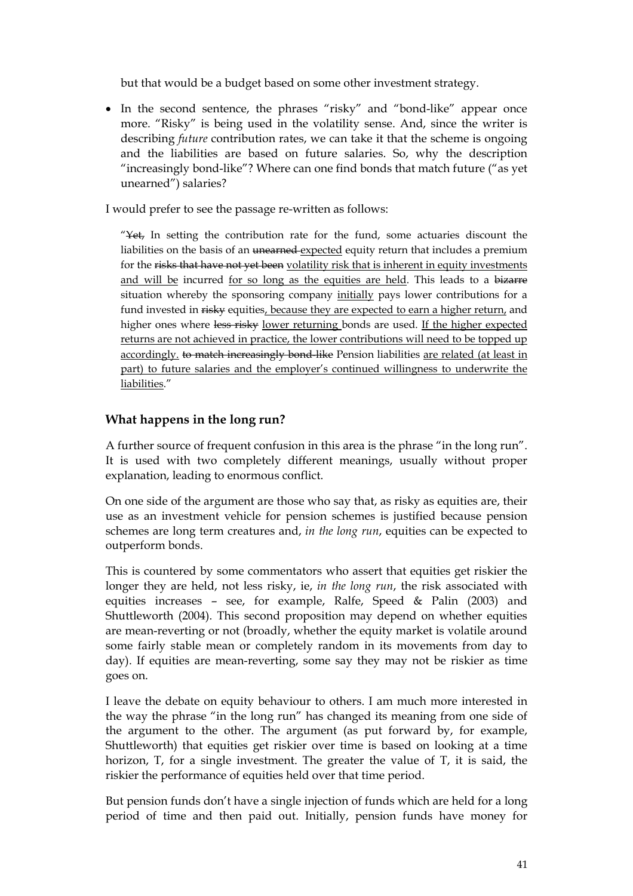but that would be a budget based on some other investment strategy.

- In the second sentence, the phrases "risky" and "bond-like" appear once more. "Risky" is being used in the volatility sense. And, since the writer is describing *future* contribution rates, we can take it that the scheme is ongoing and the liabilities are based on future salaries. So, why the description "increasingly bond-like"? Where can one find bonds that match future ("as yet unearned") salaries?

I would prefer to see the passage re-written as follows:

> "~~Yet,~~ In setting the contribution rate for the fund, some actuaries discount the liabilities on the basis of an ~~unearned~~ <u>expected</u> equity return that includes a premium for the ~~risks that have not yet been~~ <u>volatility risk that is inherent in equity investments and will be</u> incurred <u>for so long as the equities are held</u>. This leads to a ~~bizarre~~ situation whereby the sponsoring company <u>initially</u> pays lower contributions for a fund invested in ~~risky~~ equities<u>, because they are expected to earn a higher return,</u> and higher ones where ~~less risky~~ <u>lower returning</u> bonds are used. <u>If the higher expected returns are not achieved in practice, the lower contributions will need to be topped up accordingly.</u> ~~to match increasingly bond-like~~ Pension liabilities <u>are related (at least in part) to future salaries and the employer's continued willingness to underwrite the liabilities</u>."

## What happens in the long run?

A further source of frequent confusion in this area is the phrase "in the long run". It is used with two completely different meanings, usually without proper explanation, leading to enormous conflict.

On one side of the argument are those who say that, as risky as equities are, their use as an investment vehicle for pension schemes is justified because pension schemes are long term creatures and, *in the long run*, equities can be expected to outperform bonds.

This is countered by some commentators who assert that equities get riskier the longer they are held, not less risky, ie, *in the long run*, the risk associated with equities increases – see, for example, Ralfe, Speed & Palin (2003) and Shuttleworth (2004). This second proposition may depend on whether equities are mean-reverting or not (broadly, whether the equity market is volatile around some fairly stable mean or completely random in its movements from day to day). If equities are mean-reverting, some say they may not be riskier as time goes on.

I leave the debate on equity behaviour to others. I am much more interested in the way the phrase "in the long run" has changed its meaning from one side of the argument to the other. The argument (as put forward by, for example, Shuttleworth) that equities get riskier over time is based on looking at a time horizon, T, for a single investment. The greater the value of T, it is said, the riskier the performance of equities held over that time period.

But pension funds don't have a single injection of funds which are held for a long period of time and then paid out. Initially, pension funds have money for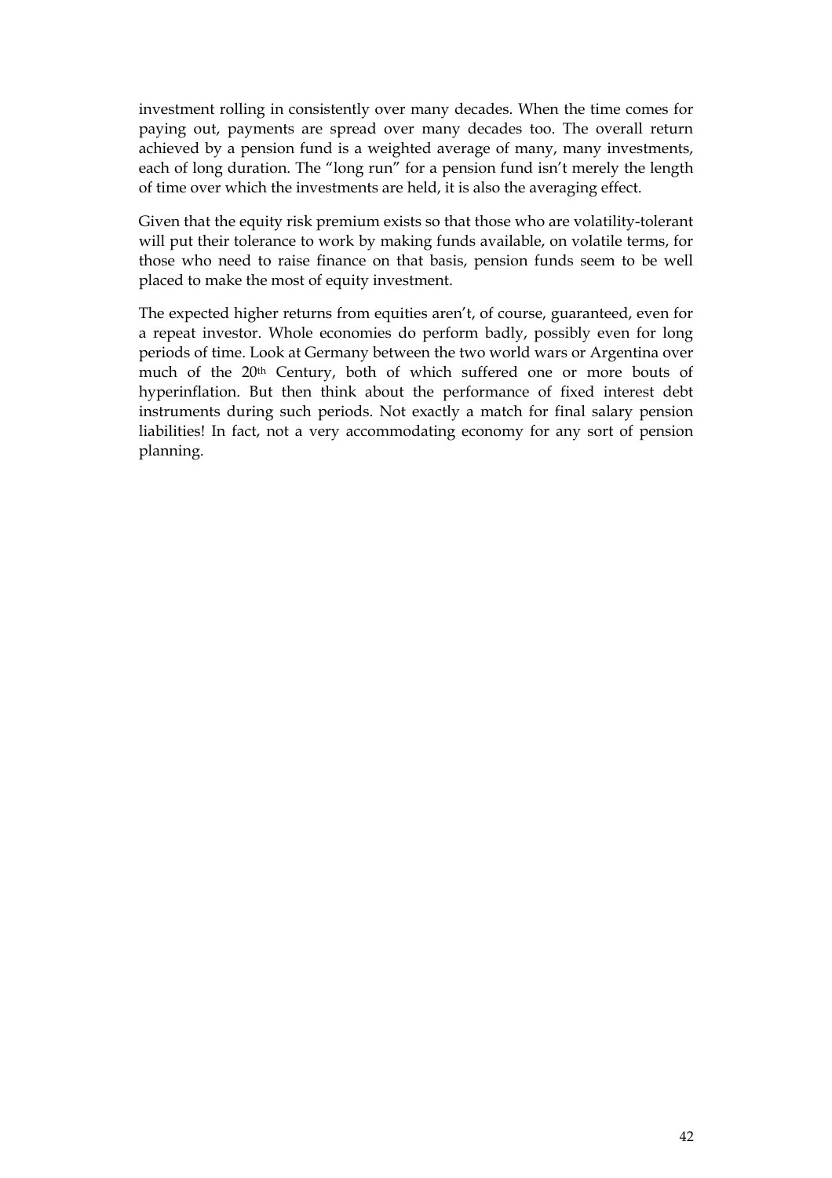investment rolling in consistently over many decades. When the time comes for paying out, payments are spread over many decades too. The overall return achieved by a pension fund is a weighted average of many, many investments, each of long duration. The "long run" for a pension fund isn't merely the length of time over which the investments are held, it is also the averaging effect.

Given that the equity risk premium exists so that those who are volatility-tolerant will put their tolerance to work by making funds available, on volatile terms, for those who need to raise finance on that basis, pension funds seem to be well placed to make the most of equity investment.

The expected higher returns from equities aren't, of course, guaranteed, even for a repeat investor. Whole economies do perform badly, possibly even for long periods of time. Look at Germany between the two world wars or Argentina over much of the 20th Century, both of which suffered one or more bouts of hyperinflation. But then think about the performance of fixed interest debt instruments during such periods. Not exactly a match for final salary pension liabilities! In fact, not a very accommodating economy for any sort of pension planning.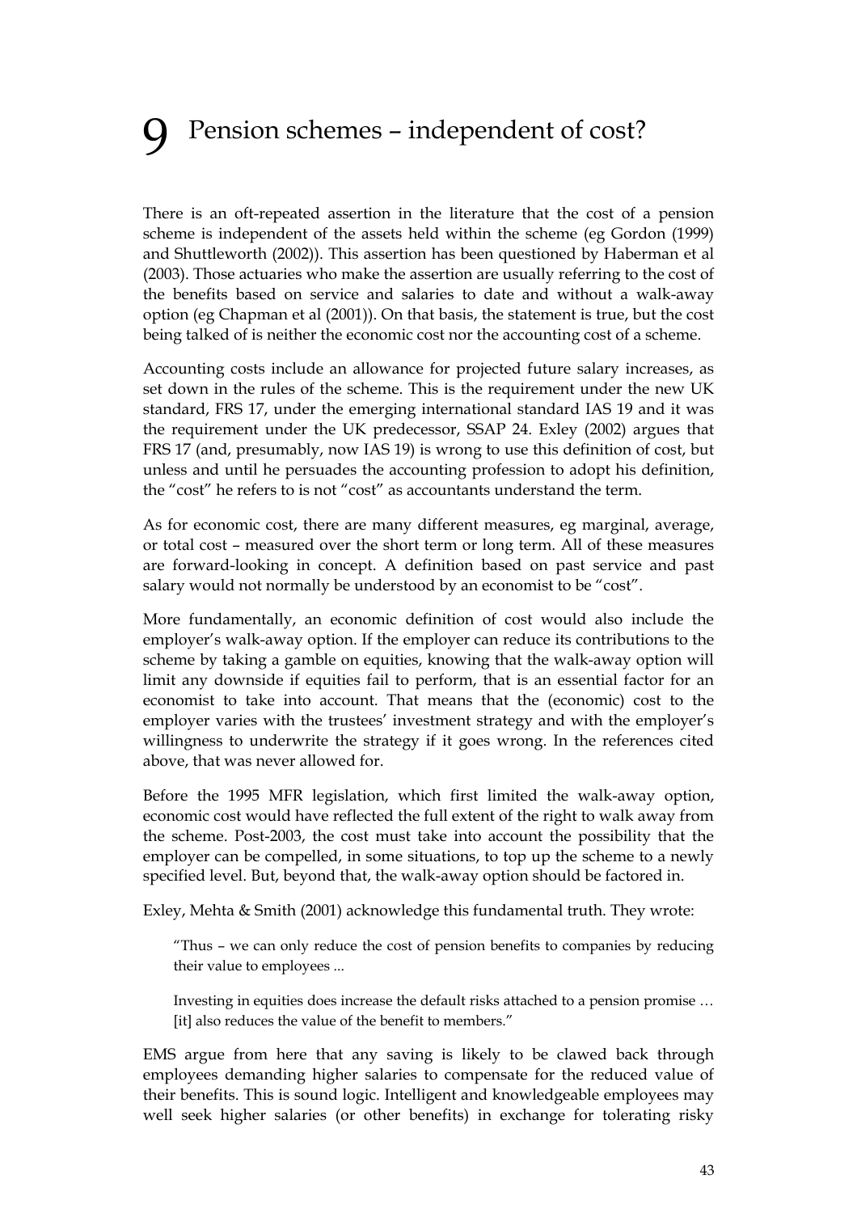# 9 Pension schemes – independent of cost?

There is an oft-repeated assertion in the literature that the cost of a pension scheme is independent of the assets held within the scheme (eg Gordon (1999) and Shuttleworth (2002)). This assertion has been questioned by Haberman et al (2003). Those actuaries who make the assertion are usually referring to the cost of the benefits based on service and salaries to date and without a walk-away option (eg Chapman et al (2001)). On that basis, the statement is true, but the cost being talked of is neither the economic cost nor the accounting cost of a scheme.

Accounting costs include an allowance for projected future salary increases, as set down in the rules of the scheme. This is the requirement under the new UK standard, FRS 17, under the emerging international standard IAS 19 and it was the requirement under the UK predecessor, SSAP 24. Exley (2002) argues that FRS 17 (and, presumably, now IAS 19) is wrong to use this definition of cost, but unless and until he persuades the accounting profession to adopt his definition, the "cost" he refers to is not "cost" as accountants understand the term.

As for economic cost, there are many different measures, eg marginal, average, or total cost – measured over the short term or long term. All of these measures are forward-looking in concept. A definition based on past service and past salary would not normally be understood by an economist to be "cost".

More fundamentally, an economic definition of cost would also include the employer's walk-away option. If the employer can reduce its contributions to the scheme by taking a gamble on equities, knowing that the walk-away option will limit any downside if equities fail to perform, that is an essential factor for an economist to take into account. That means that the (economic) cost to the employer varies with the trustees' investment strategy and with the employer's willingness to underwrite the strategy if it goes wrong. In the references cited above, that was never allowed for.

Before the 1995 MFR legislation, which first limited the walk-away option, economic cost would have reflected the full extent of the right to walk away from the scheme. Post-2003, the cost must take into account the possibility that the employer can be compelled, in some situations, to top up the scheme to a newly specified level. But, beyond that, the walk-away option should be factored in.

Exley, Mehta & Smith (2001) acknowledge this fundamental truth. They wrote:

> "Thus – we can only reduce the cost of pension benefits to companies by reducing their value to employees ...
>
> Investing in equities does increase the default risks attached to a pension promise … [it] also reduces the value of the benefit to members."

EMS argue from here that any saving is likely to be clawed back through employees demanding higher salaries to compensate for the reduced value of their benefits. This is sound logic. Intelligent and knowledgeable employees may well seek higher salaries (or other benefits) in exchange for tolerating risky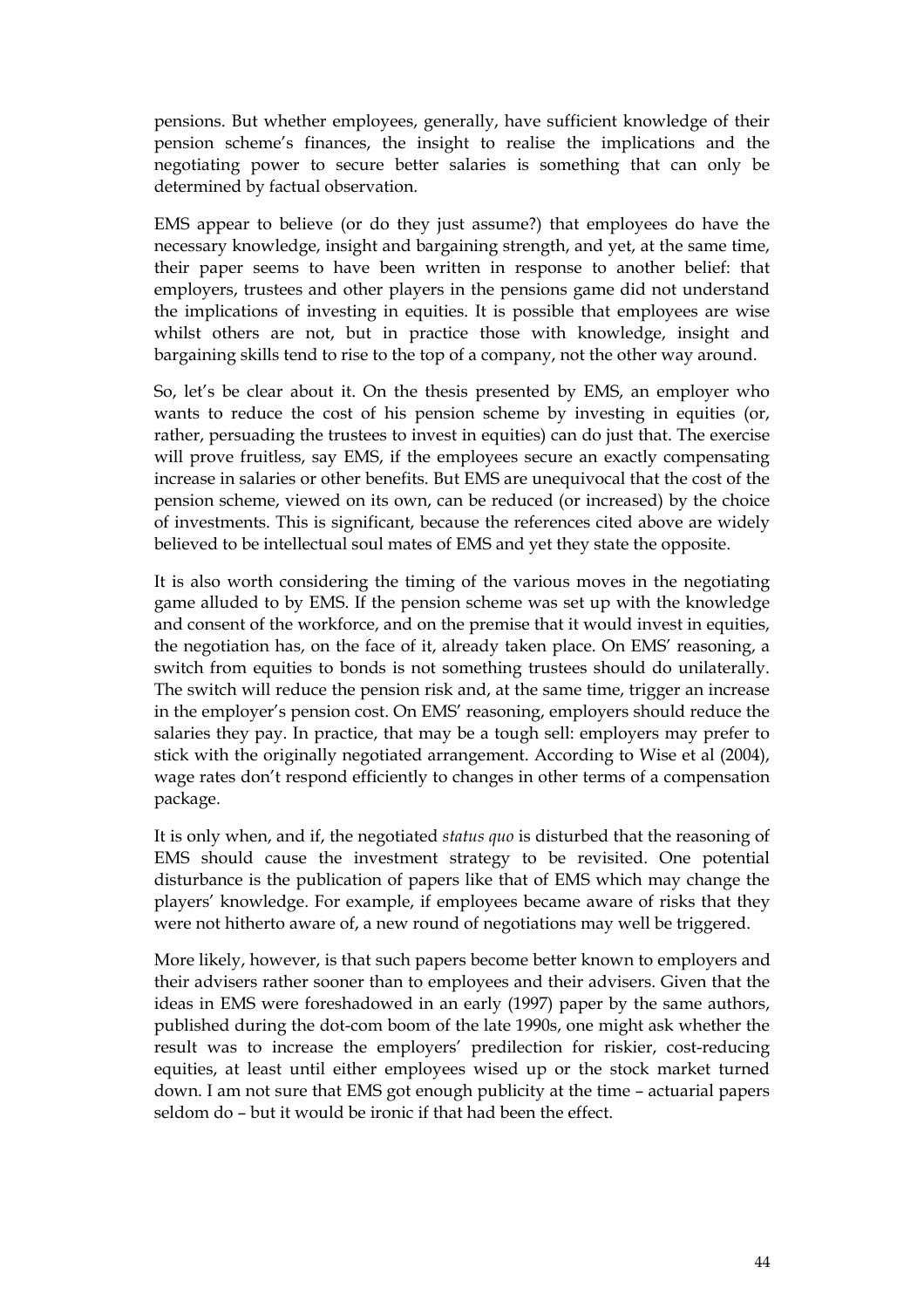pensions. But whether employees, generally, have sufficient knowledge of their pension scheme's finances, the insight to realise the implications and the negotiating power to secure better salaries is something that can only be determined by factual observation.

EMS appear to believe (or do they just assume?) that employees do have the necessary knowledge, insight and bargaining strength, and yet, at the same time, their paper seems to have been written in response to another belief: that employers, trustees and other players in the pensions game did not understand the implications of investing in equities. It is possible that employees are wise whilst others are not, but in practice those with knowledge, insight and bargaining skills tend to rise to the top of a company, not the other way around.

So, let's be clear about it. On the thesis presented by EMS, an employer who wants to reduce the cost of his pension scheme by investing in equities (or, rather, persuading the trustees to invest in equities) can do just that. The exercise will prove fruitless, say EMS, if the employees secure an exactly compensating increase in salaries or other benefits. But EMS are unequivocal that the cost of the pension scheme, viewed on its own, can be reduced (or increased) by the choice of investments. This is significant, because the references cited above are widely believed to be intellectual soul mates of EMS and yet they state the opposite.

It is also worth considering the timing of the various moves in the negotiating game alluded to by EMS. If the pension scheme was set up with the knowledge and consent of the workforce, and on the premise that it would invest in equities, the negotiation has, on the face of it, already taken place. On EMS' reasoning, a switch from equities to bonds is not something trustees should do unilaterally. The switch will reduce the pension risk and, at the same time, trigger an increase in the employer's pension cost. On EMS' reasoning, employers should reduce the salaries they pay. In practice, that may be a tough sell: employers may prefer to stick with the originally negotiated arrangement. According to Wise et al (2004), wage rates don't respond efficiently to changes in other terms of a compensation package.

It is only when, and if, the negotiated *status quo* is disturbed that the reasoning of EMS should cause the investment strategy to be revisited. One potential disturbance is the publication of papers like that of EMS which may change the players' knowledge. For example, if employees became aware of risks that they were not hitherto aware of, a new round of negotiations may well be triggered.

More likely, however, is that such papers become better known to employers and their advisers rather sooner than to employees and their advisers. Given that the ideas in EMS were foreshadowed in an early (1997) paper by the same authors, published during the dot-com boom of the late 1990s, one might ask whether the result was to increase the employers' predilection for riskier, cost-reducing equities, at least until either employees wised up or the stock market turned down. I am not sure that EMS got enough publicity at the time – actuarial papers seldom do – but it would be ironic if that had been the effect.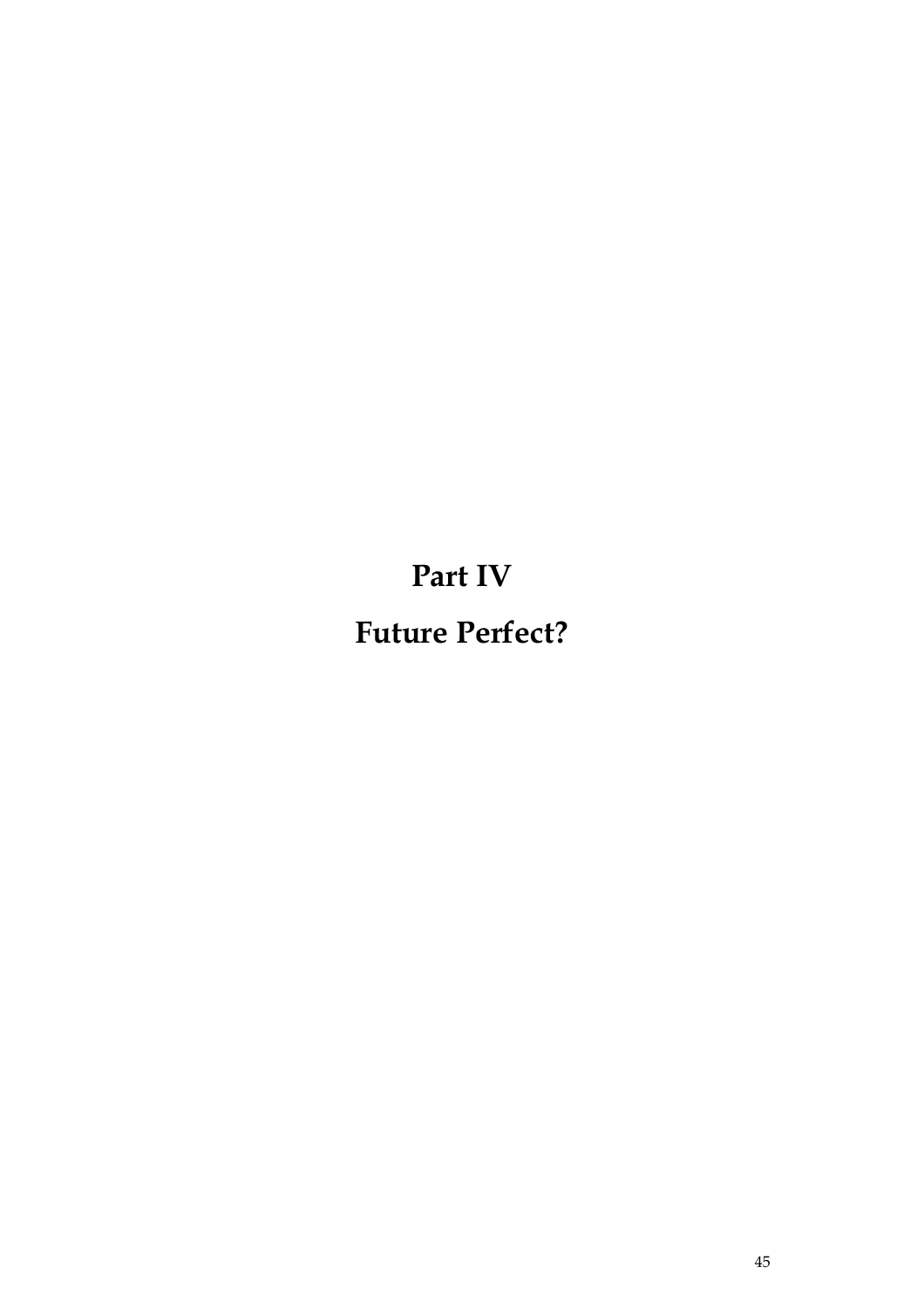# Part IV

# Future Perfect?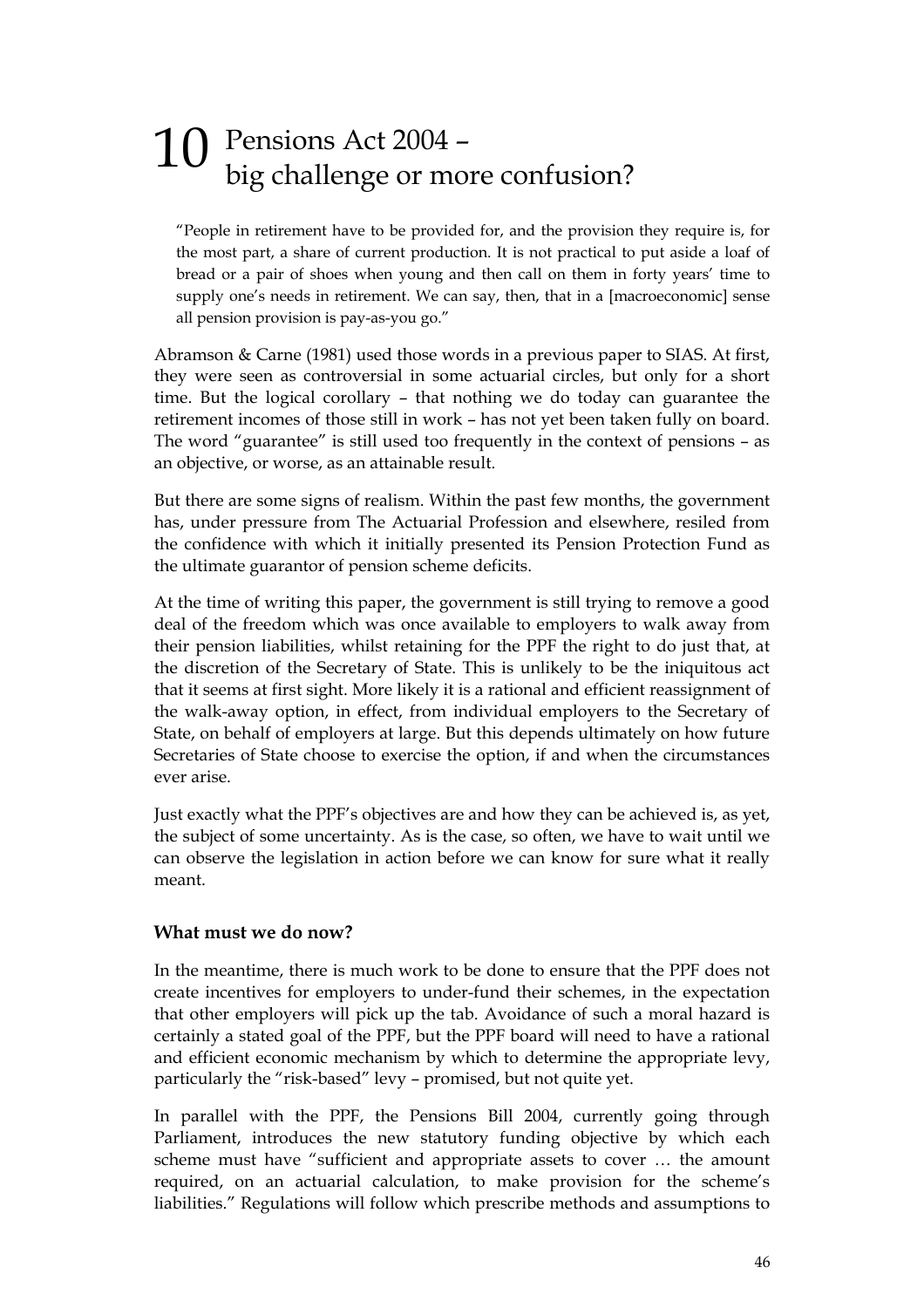# 10 Pensions Act 2004 – big challenge or more confusion?

> "People in retirement have to be provided for, and the provision they require is, for the most part, a share of current production. It is not practical to put aside a loaf of bread or a pair of shoes when young and then call on them in forty years' time to supply one's needs in retirement. We can say, then, that in a [macroeconomic] sense all pension provision is pay-as-you go."

Abramson & Carne (1981) used those words in a previous paper to SIAS. At first, they were seen as controversial in some actuarial circles, but only for a short time. But the logical corollary – that nothing we do today can guarantee the retirement incomes of those still in work – has not yet been taken fully on board. The word "guarantee" is still used too frequently in the context of pensions – as an objective, or worse, as an attainable result.

But there are some signs of realism. Within the past few months, the government has, under pressure from The Actuarial Profession and elsewhere, resiled from the confidence with which it initially presented its Pension Protection Fund as the ultimate guarantor of pension scheme deficits.

At the time of writing this paper, the government is still trying to remove a good deal of the freedom which was once available to employers to walk away from their pension liabilities, whilst retaining for the PPF the right to do just that, at the discretion of the Secretary of State. This is unlikely to be the iniquitous act that it seems at first sight. More likely it is a rational and efficient reassignment of the walk-away option, in effect, from individual employers to the Secretary of State, on behalf of employers at large. But this depends ultimately on how future Secretaries of State choose to exercise the option, if and when the circumstances ever arise.

Just exactly what the PPF's objectives are and how they can be achieved is, as yet, the subject of some uncertainty. As is the case, so often, we have to wait until we can observe the legislation in action before we can know for sure what it really meant.

### What must we do now?

In the meantime, there is much work to be done to ensure that the PPF does not create incentives for employers to under-fund their schemes, in the expectation that other employers will pick up the tab. Avoidance of such a moral hazard is certainly a stated goal of the PPF, but the PPF board will need to have a rational and efficient economic mechanism by which to determine the appropriate levy, particularly the "risk-based" levy – promised, but not quite yet.

In parallel with the PPF, the Pensions Bill 2004, currently going through Parliament, introduces the new statutory funding objective by which each scheme must have "sufficient and appropriate assets to cover … the amount required, on an actuarial calculation, to make provision for the scheme's liabilities." Regulations will follow which prescribe methods and assumptions to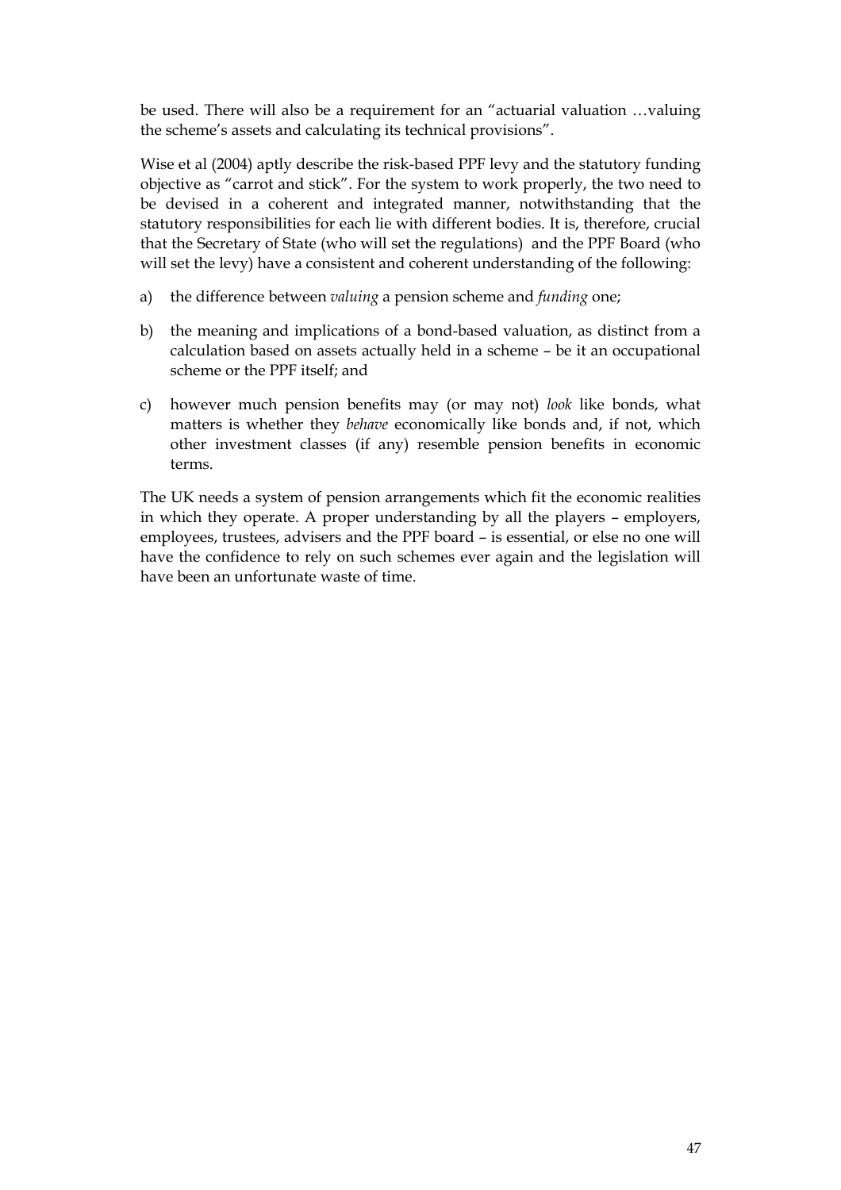be used. There will also be a requirement for an "actuarial valuation …valuing the scheme's assets and calculating its technical provisions".

Wise et al (2004) aptly describe the risk-based PPF levy and the statutory funding objective as "carrot and stick". For the system to work properly, the two need to be devised in a coherent and integrated manner, notwithstanding that the statutory responsibilities for each lie with different bodies. It is, therefore, crucial that the Secretary of State (who will set the regulations) and the PPF Board (who will set the levy) have a consistent and coherent understanding of the following:

a) the difference between *valuing* a pension scheme and *funding* one;

b) the meaning and implications of a bond-based valuation, as distinct from a calculation based on assets actually held in a scheme – be it an occupational scheme or the PPF itself; and

c) however much pension benefits may (or may not) *look* like bonds, what matters is whether they *behave* economically like bonds and, if not, which other investment classes (if any) resemble pension benefits in economic terms.

The UK needs a system of pension arrangements which fit the economic realities in which they operate. A proper understanding by all the players – employers, employees, trustees, advisers and the PPF board – is essential, or else no one will have the confidence to rely on such schemes ever again and the legislation will have been an unfortunate waste of time.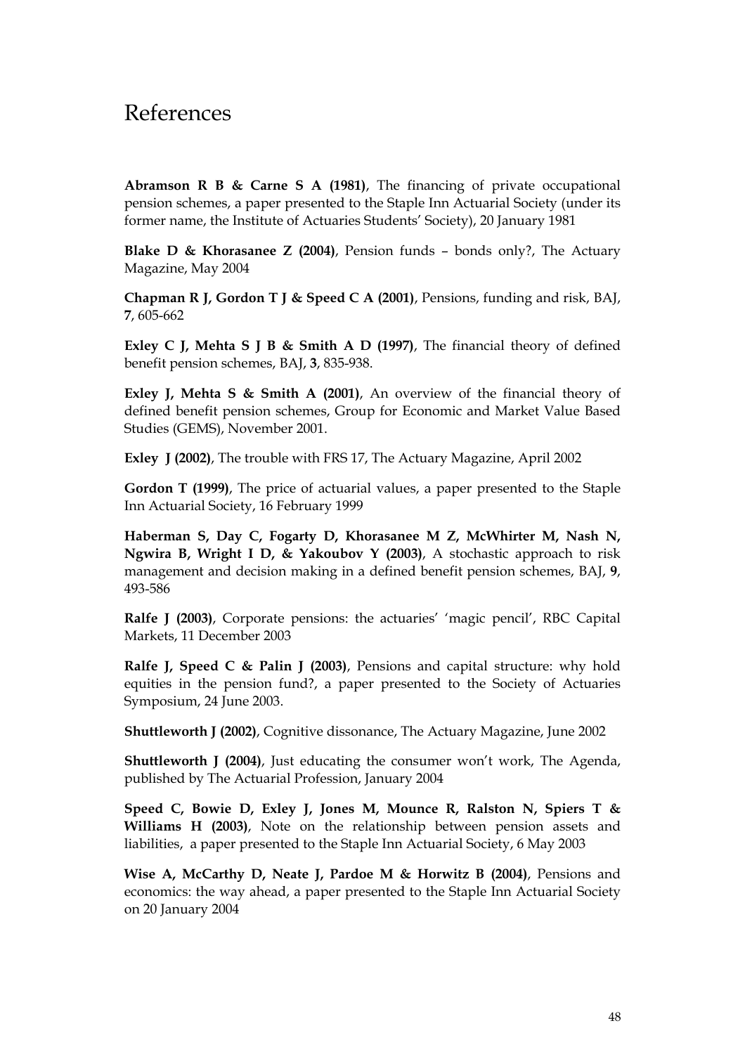# References

**Abramson R B & Carne S A (1981)**, The financing of private occupational pension schemes, a paper presented to the Staple Inn Actuarial Society (under its former name, the Institute of Actuaries Students' Society), 20 January 1981

**Blake D & Khorasanee Z (2004)**, Pension funds – bonds only?, The Actuary Magazine, May 2004

**Chapman R J, Gordon T J & Speed C A (2001)**, Pensions, funding and risk, BAJ, **7**, 605-662

**Exley C J, Mehta S J B & Smith A D (1997)**, The financial theory of defined benefit pension schemes, BAJ, **3**, 835-938.

**Exley J, Mehta S & Smith A (2001)**, An overview of the financial theory of defined benefit pension schemes, Group for Economic and Market Value Based Studies (GEMS), November 2001.

**Exley J (2002)**, The trouble with FRS 17, The Actuary Magazine, April 2002

**Gordon T (1999)**, The price of actuarial values, a paper presented to the Staple Inn Actuarial Society, 16 February 1999

**Haberman S, Day C, Fogarty D, Khorasanee M Z, McWhirter M, Nash N, Ngwira B, Wright I D, & Yakoubov Y (2003)**, A stochastic approach to risk management and decision making in a defined benefit pension schemes, BAJ, **9**, 493-586

**Ralfe J (2003)**, Corporate pensions: the actuaries' 'magic pencil', RBC Capital Markets, 11 December 2003

**Ralfe J, Speed C & Palin J (2003)**, Pensions and capital structure: why hold equities in the pension fund?, a paper presented to the Society of Actuaries Symposium, 24 June 2003.

**Shuttleworth J (2002)**, Cognitive dissonance, The Actuary Magazine, June 2002

**Shuttleworth J (2004)**, Just educating the consumer won't work, The Agenda, published by The Actuarial Profession, January 2004

**Speed C, Bowie D, Exley J, Jones M, Mounce R, Ralston N, Spiers T & Williams H (2003)**, Note on the relationship between pension assets and liabilities, a paper presented to the Staple Inn Actuarial Society, 6 May 2003

**Wise A, McCarthy D, Neate J, Pardoe M & Horwitz B (2004)**, Pensions and economics: the way ahead, a paper presented to the Staple Inn Actuarial Society on 20 January 2004